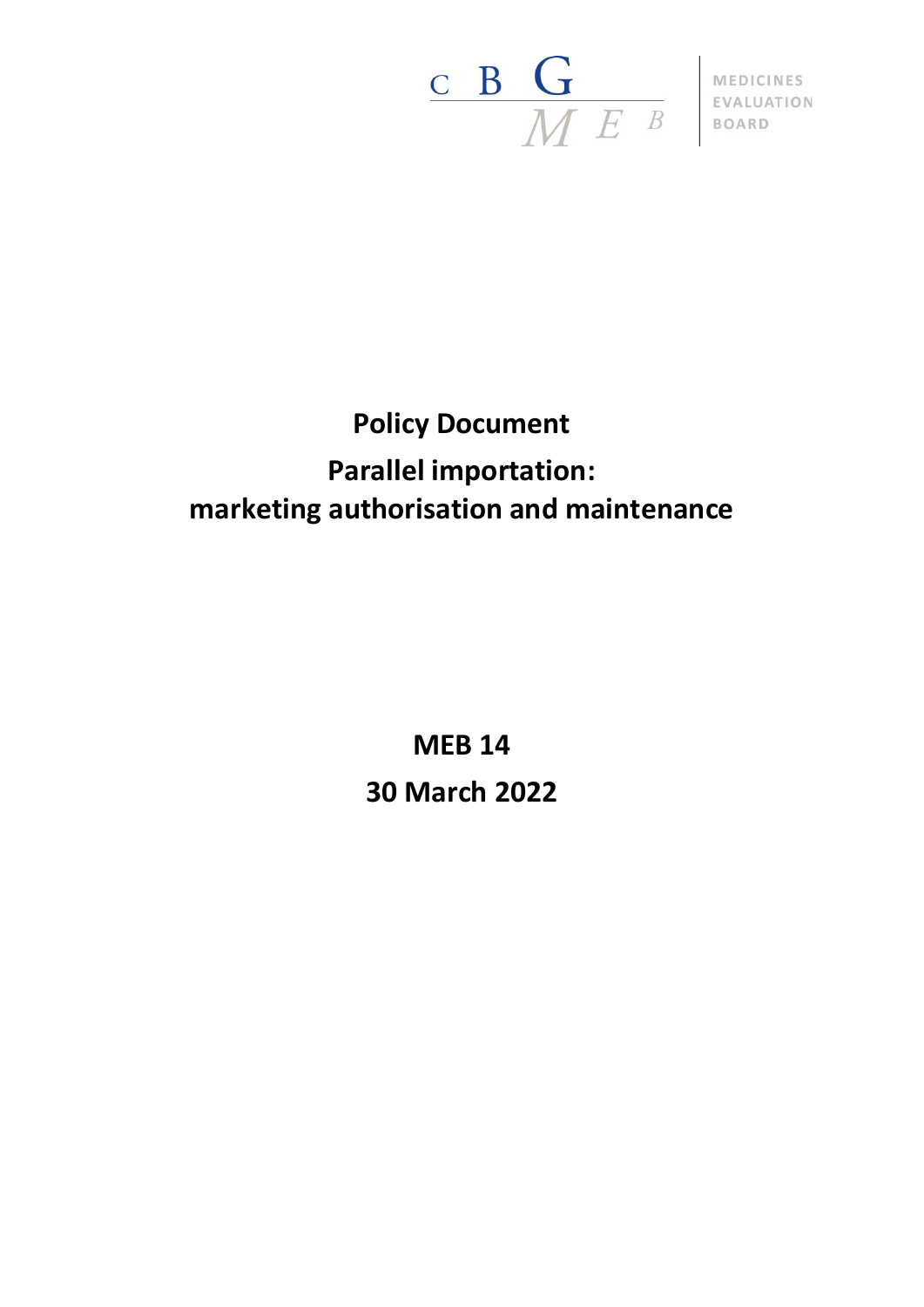C B G
M E B

MEDICINES EVALUATION BOARD

# Policy Document

## Parallel importation: marketing authorisation and maintenance

**MEB 14**

**30 March 2022**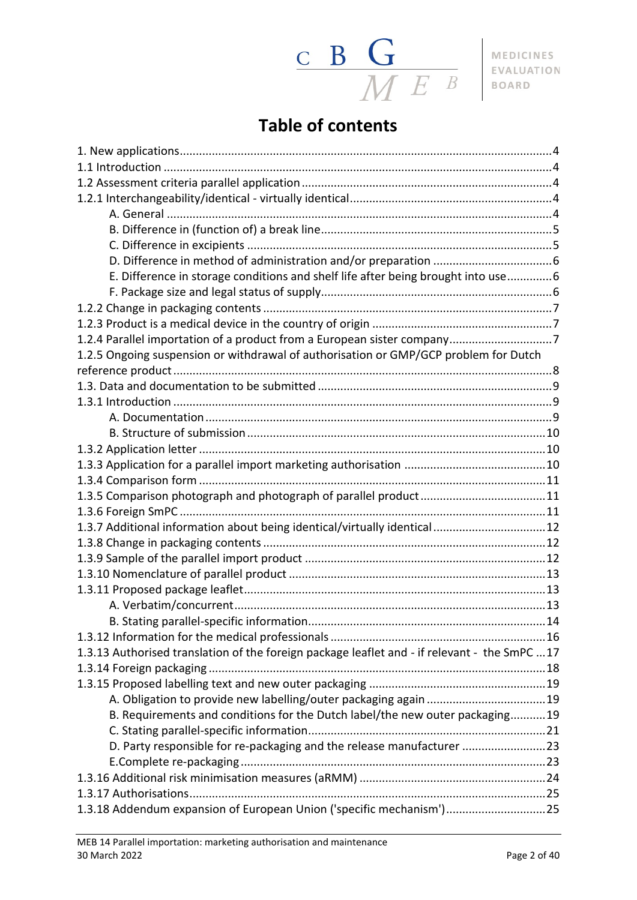# Table of contents

1. New applications ..... 4
1.1 Introduction ..... 4
1.2 Assessment criteria parallel application ..... 4
1.2.1 Interchangeability/identical - virtually identical ..... 4
   A. General ..... 4
   B. Difference in (function of) a break line ..... 5
   C. Difference in excipients ..... 5
   D. Difference in method of administration and/or preparation ..... 6
   E. Difference in storage conditions and shelf life after being brought into use ..... 6
   F. Package size and legal status of supply ..... 6
1.2.2 Change in packaging contents ..... 7
1.2.3 Product is a medical device in the country of origin ..... 7
1.2.4 Parallel importation of a product from a European sister company ..... 7
1.2.5 Ongoing suspension or withdrawal of authorisation or GMP/GCP problem for Dutch reference product ..... 8
1.3. Data and documentation to be submitted ..... 9
1.3.1 Introduction ..... 9
   A. Documentation ..... 9
   B. Structure of submission ..... 10
1.3.2 Application letter ..... 10
1.3.3 Application for a parallel import marketing authorisation ..... 10
1.3.4 Comparison form ..... 11
1.3.5 Comparison photograph and photograph of parallel product ..... 11
1.3.6 Foreign SmPC ..... 11
1.3.7 Additional information about being identical/virtually identical ..... 12
1.3.8 Change in packaging contents ..... 12
1.3.9 Sample of the parallel import product ..... 12
1.3.10 Nomenclature of parallel product ..... 13
1.3.11 Proposed package leaflet ..... 13
   A. Verbatim/concurrent ..... 13
   B. Stating parallel-specific information ..... 14
1.3.12 Information for the medical professionals ..... 16
1.3.13 Authorised translation of the foreign package leaflet and - if relevant - the SmPC ..... 17
1.3.14 Foreign packaging ..... 18
1.3.15 Proposed labelling text and new outer packaging ..... 19
   A. Obligation to provide new labelling/outer packaging again ..... 19
   B. Requirements and conditions for the Dutch label/the new outer packaging ..... 19
   C. Stating parallel-specific information ..... 21
   D. Party responsible for re-packaging and the release manufacturer ..... 23
   E. Complete re-packaging ..... 23
1.3.16 Additional risk minimisation measures (aRMM) ..... 24
1.3.17 Authorisations ..... 25
1.3.18 Addendum expansion of European Union ('specific mechanism') ..... 25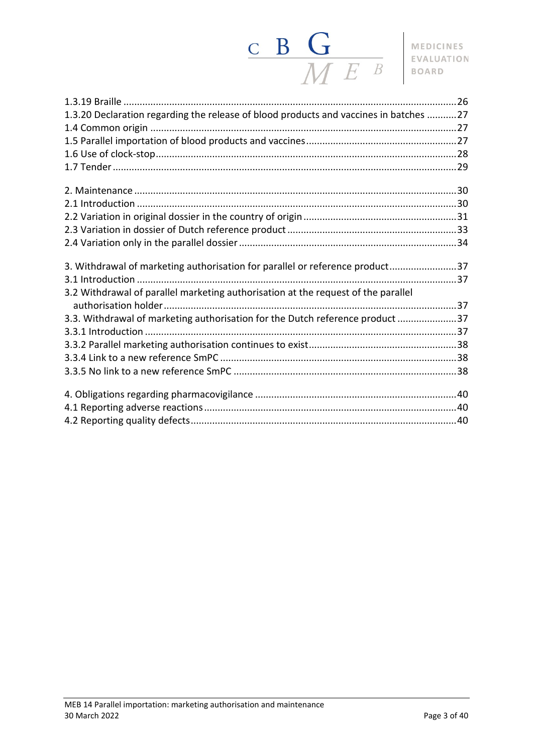1.3.19 Braille ........................................................................................................................26
1.3.20 Declaration regarding the release of blood products and vaccines in batches ...........27
1.4 Common origin ...............................................................................................................27
1.5 Parallel importation of blood products and vaccines......................................................27
1.6 Use of clock-stop.............................................................................................................28
1.7 Tender .............................................................................................................................29

2. Maintenance .....................................................................................................................30
2.1 Introduction ....................................................................................................................30
2.2 Variation in original dossier in the country of origin .......................................................31
2.3 Variation in dossier of Dutch reference product .............................................................33
2.4 Variation only in the parallel dossier ...............................................................................34

3. Withdrawal of marketing authorisation for parallel or reference product........................37
3.1 Introduction ....................................................................................................................37
3.2 Withdrawal of parallel marketing authorisation at the request of the parallel authorisation holder..........................................................................................................37
3.3. Withdrawal of marketing authorisation for the Dutch reference product .....................37
3.3.1 Introduction .................................................................................................................37
3.3.2 Parallel marketing authorisation continues to exist.....................................................38
3.3.4 Link to a new reference SmPC ......................................................................................38
3.3.5 No link to a new reference SmPC .................................................................................38

4. Obligations regarding pharmacovigilance .........................................................................40
4.1 Reporting adverse reactions............................................................................................40
4.2 Reporting quality defects.................................................................................................40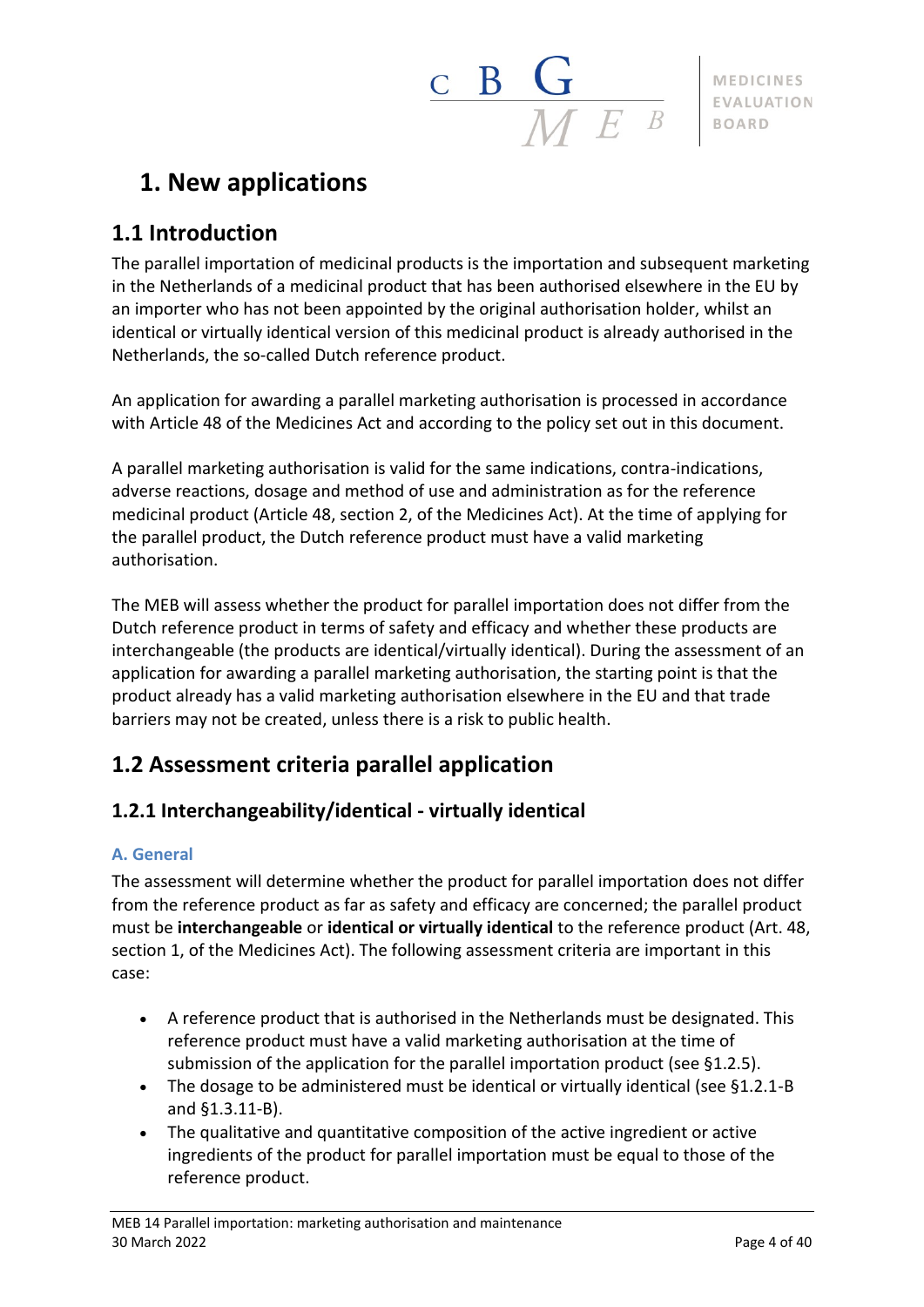# 1. New applications

## 1.1 Introduction

The parallel importation of medicinal products is the importation and subsequent marketing in the Netherlands of a medicinal product that has been authorised elsewhere in the EU by an importer who has not been appointed by the original authorisation holder, whilst an identical or virtually identical version of this medicinal product is already authorised in the Netherlands, the so-called Dutch reference product.

An application for awarding a parallel marketing authorisation is processed in accordance with Article 48 of the Medicines Act and according to the policy set out in this document.

A parallel marketing authorisation is valid for the same indications, contra-indications, adverse reactions, dosage and method of use and administration as for the reference medicinal product (Article 48, section 2, of the Medicines Act). At the time of applying for the parallel product, the Dutch reference product must have a valid marketing authorisation.

The MEB will assess whether the product for parallel importation does not differ from the Dutch reference product in terms of safety and efficacy and whether these products are interchangeable (the products are identical/virtually identical). During the assessment of an application for awarding a parallel marketing authorisation, the starting point is that the product already has a valid marketing authorisation elsewhere in the EU and that trade barriers may not be created, unless there is a risk to public health.

## 1.2 Assessment criteria parallel application

### 1.2.1 Interchangeability/identical - virtually identical

#### A. General

The assessment will determine whether the product for parallel importation does not differ from the reference product as far as safety and efficacy are concerned; the parallel product must be **interchangeable** or **identical or virtually identical** to the reference product (Art. 48, section 1, of the Medicines Act). The following assessment criteria are important in this case:

- A reference product that is authorised in the Netherlands must be designated. This reference product must have a valid marketing authorisation at the time of submission of the application for the parallel importation product (see §1.2.5).
- The dosage to be administered must be identical or virtually identical (see §1.2.1-B and §1.3.11-B).
- The qualitative and quantitative composition of the active ingredient or active ingredients of the product for parallel importation must be equal to those of the reference product.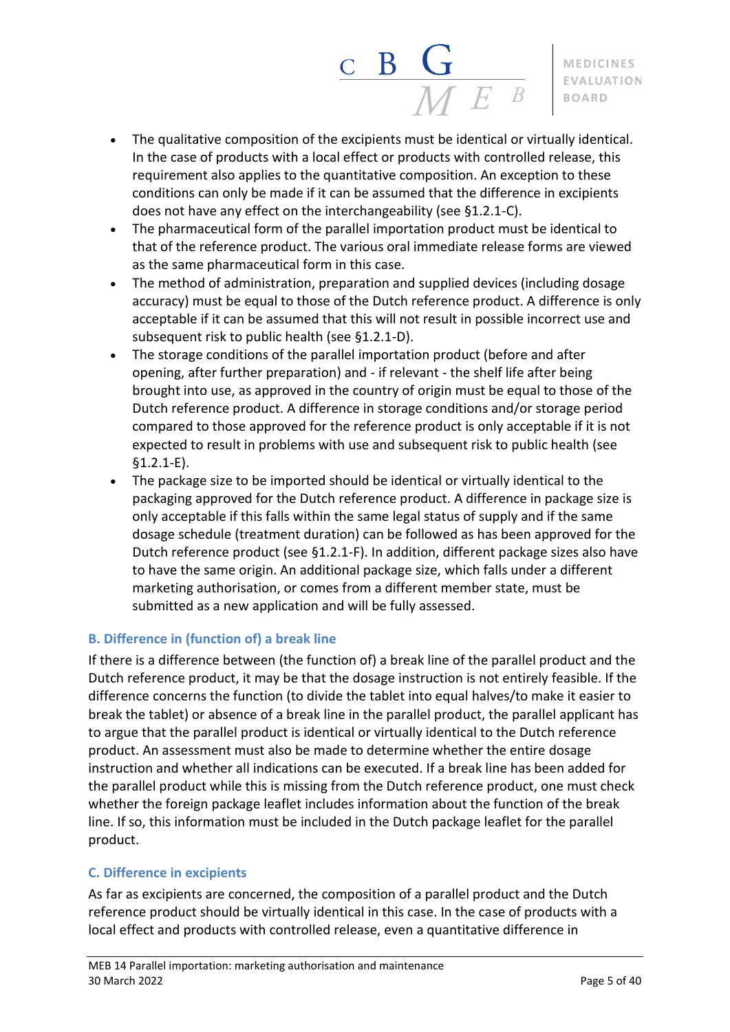- The qualitative composition of the excipients must be identical or virtually identical. In the case of products with a local effect or products with controlled release, this requirement also applies to the quantitative composition. An exception to these conditions can only be made if it can be assumed that the difference in excipients does not have any effect on the interchangeability (see §1.2.1-C).
- The pharmaceutical form of the parallel importation product must be identical to that of the reference product. The various oral immediate release forms are viewed as the same pharmaceutical form in this case.
- The method of administration, preparation and supplied devices (including dosage accuracy) must be equal to those of the Dutch reference product. A difference is only acceptable if it can be assumed that this will not result in possible incorrect use and subsequent risk to public health (see §1.2.1-D).
- The storage conditions of the parallel importation product (before and after opening, after further preparation) and - if relevant - the shelf life after being brought into use, as approved in the country of origin must be equal to those of the Dutch reference product. A difference in storage conditions and/or storage period compared to those approved for the reference product is only acceptable if it is not expected to result in problems with use and subsequent risk to public health (see §1.2.1-E).
- The package size to be imported should be identical or virtually identical to the packaging approved for the Dutch reference product. A difference in package size is only acceptable if this falls within the same legal status of supply and if the same dosage schedule (treatment duration) can be followed as has been approved for the Dutch reference product (see §1.2.1-F). In addition, different package sizes also have to have the same origin. An additional package size, which falls under a different marketing authorisation, or comes from a different member state, must be submitted as a new application and will be fully assessed.

### B. Difference in (function of) a break line

If there is a difference between (the function of) a break line of the parallel product and the Dutch reference product, it may be that the dosage instruction is not entirely feasible. If the difference concerns the function (to divide the tablet into equal halves/to make it easier to break the tablet) or absence of a break line in the parallel product, the parallel applicant has to argue that the parallel product is identical or virtually identical to the Dutch reference product. An assessment must also be made to determine whether the entire dosage instruction and whether all indications can be executed. If a break line has been added for the parallel product while this is missing from the Dutch reference product, one must check whether the foreign package leaflet includes information about the function of the break line. If so, this information must be included in the Dutch package leaflet for the parallel product.

### C. Difference in excipients

As far as excipients are concerned, the composition of a parallel product and the Dutch reference product should be virtually identical in this case. In the case of products with a local effect and products with controlled release, even a quantitative difference in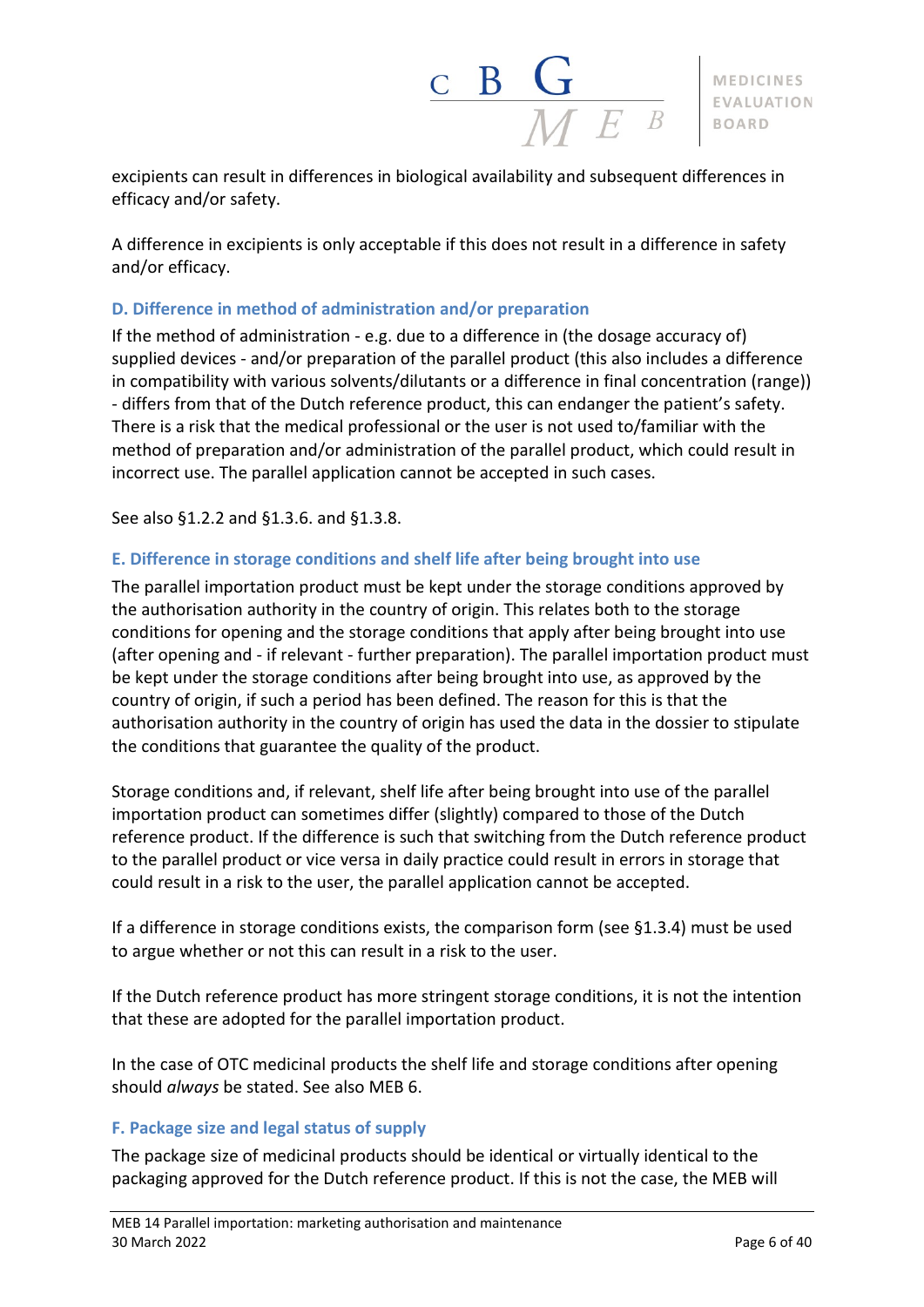excipients can result in differences in biological availability and subsequent differences in efficacy and/or safety.

A difference in excipients is only acceptable if this does not result in a difference in safety and/or efficacy.

### D. Difference in method of administration and/or preparation

If the method of administration - e.g. due to a difference in (the dosage accuracy of) supplied devices - and/or preparation of the parallel product (this also includes a difference in compatibility with various solvents/dilutants or a difference in final concentration (range)) - differs from that of the Dutch reference product, this can endanger the patient's safety. There is a risk that the medical professional or the user is not used to/familiar with the method of preparation and/or administration of the parallel product, which could result in incorrect use. The parallel application cannot be accepted in such cases.

See also §1.2.2 and §1.3.6. and §1.3.8.

### E. Difference in storage conditions and shelf life after being brought into use

The parallel importation product must be kept under the storage conditions approved by the authorisation authority in the country of origin. This relates both to the storage conditions for opening and the storage conditions that apply after being brought into use (after opening and - if relevant - further preparation). The parallel importation product must be kept under the storage conditions after being brought into use, as approved by the country of origin, if such a period has been defined. The reason for this is that the authorisation authority in the country of origin has used the data in the dossier to stipulate the conditions that guarantee the quality of the product.

Storage conditions and, if relevant, shelf life after being brought into use of the parallel importation product can sometimes differ (slightly) compared to those of the Dutch reference product. If the difference is such that switching from the Dutch reference product to the parallel product or vice versa in daily practice could result in errors in storage that could result in a risk to the user, the parallel application cannot be accepted.

If a difference in storage conditions exists, the comparison form (see §1.3.4) must be used to argue whether or not this can result in a risk to the user.

If the Dutch reference product has more stringent storage conditions, it is not the intention that these are adopted for the parallel importation product.

In the case of OTC medicinal products the shelf life and storage conditions after opening should *always* be stated. See also MEB 6.

### F. Package size and legal status of supply

The package size of medicinal products should be identical or virtually identical to the packaging approved for the Dutch reference product. If this is not the case, the MEB will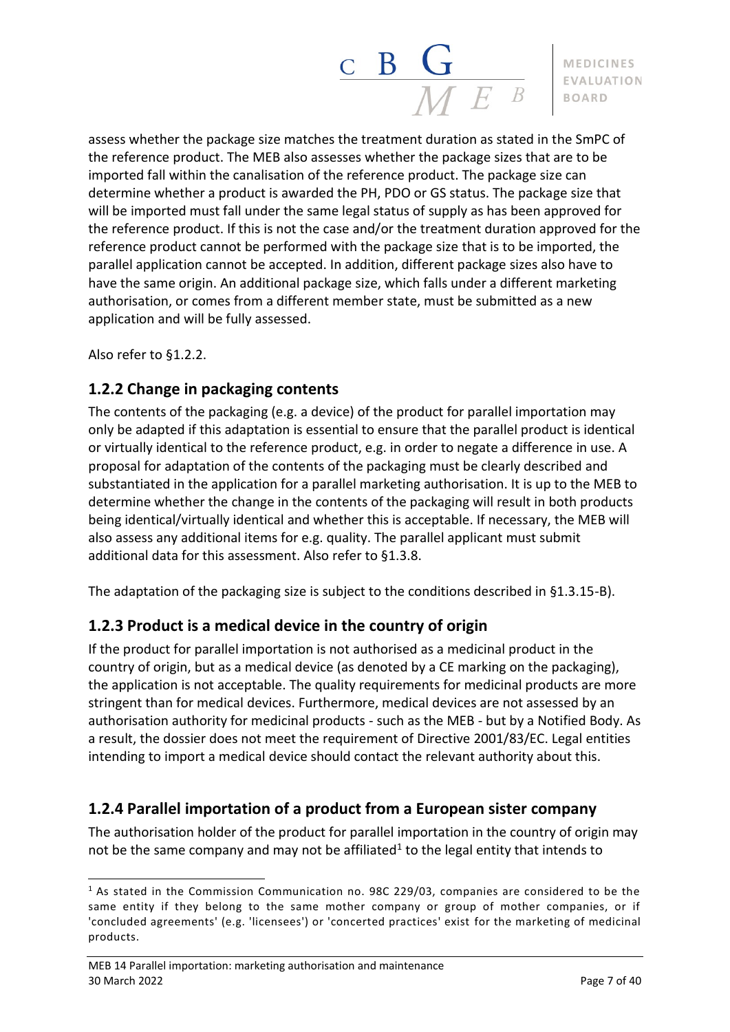assess whether the package size matches the treatment duration as stated in the SmPC of the reference product. The MEB also assesses whether the package sizes that are to be imported fall within the canalisation of the reference product. The package size can determine whether a product is awarded the PH, PDO or GS status. The package size that will be imported must fall under the same legal status of supply as has been approved for the reference product. If this is not the case and/or the treatment duration approved for the reference product cannot be performed with the package size that is to be imported, the parallel application cannot be accepted. In addition, different package sizes also have to have the same origin. An additional package size, which falls under a different marketing authorisation, or comes from a different member state, must be submitted as a new application and will be fully assessed.

Also refer to §1.2.2.

### 1.2.2 Change in packaging contents

The contents of the packaging (e.g. a device) of the product for parallel importation may only be adapted if this adaptation is essential to ensure that the parallel product is identical or virtually identical to the reference product, e.g. in order to negate a difference in use. A proposal for adaptation of the contents of the packaging must be clearly described and substantiated in the application for a parallel marketing authorisation. It is up to the MEB to determine whether the change in the contents of the packaging will result in both products being identical/virtually identical and whether this is acceptable. If necessary, the MEB will also assess any additional items for e.g. quality. The parallel applicant must submit additional data for this assessment. Also refer to §1.3.8.

The adaptation of the packaging size is subject to the conditions described in §1.3.15-B).

### 1.2.3 Product is a medical device in the country of origin

If the product for parallel importation is not authorised as a medicinal product in the country of origin, but as a medical device (as denoted by a CE marking on the packaging), the application is not acceptable. The quality requirements for medicinal products are more stringent than for medical devices. Furthermore, medical devices are not assessed by an authorisation authority for medicinal products - such as the MEB - but by a Notified Body. As a result, the dossier does not meet the requirement of Directive 2001/83/EC. Legal entities intending to import a medical device should contact the relevant authority about this.

### 1.2.4 Parallel importation of a product from a European sister company

The authorisation holder of the product for parallel importation in the country of origin may not be the same company and may not be affiliated[1] to the legal entity that intends to

[1] As stated in the Commission Communication no. 98C 229/03, companies are considered to be the same entity if they belong to the same mother company or group of mother companies, or if 'concluded agreements' (e.g. 'licensees') or 'concerted practices' exist for the marketing of medicinal products.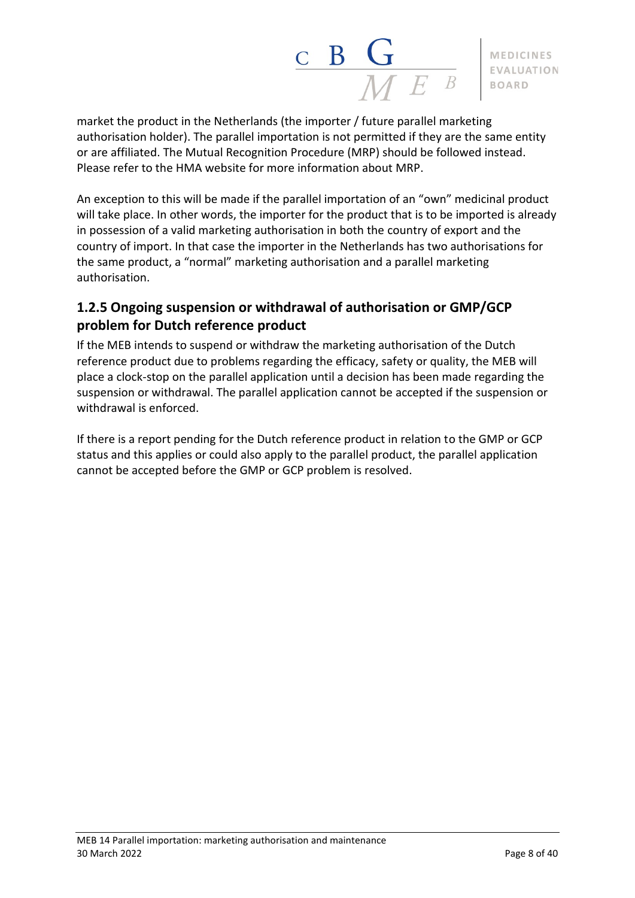market the product in the Netherlands (the importer / future parallel marketing authorisation holder). The parallel importation is not permitted if they are the same entity or are affiliated. The Mutual Recognition Procedure (MRP) should be followed instead. Please refer to the HMA website for more information about MRP.

An exception to this will be made if the parallel importation of an "own" medicinal product will take place. In other words, the importer for the product that is to be imported is already in possession of a valid marketing authorisation in both the country of export and the country of import. In that case the importer in the Netherlands has two authorisations for the same product, a "normal" marketing authorisation and a parallel marketing authorisation.

### 1.2.5 Ongoing suspension or withdrawal of authorisation or GMP/GCP problem for Dutch reference product

If the MEB intends to suspend or withdraw the marketing authorisation of the Dutch reference product due to problems regarding the efficacy, safety or quality, the MEB will place a clock-stop on the parallel application until a decision has been made regarding the suspension or withdrawal. The parallel application cannot be accepted if the suspension or withdrawal is enforced.

If there is a report pending for the Dutch reference product in relation to the GMP or GCP status and this applies or could also apply to the parallel product, the parallel application cannot be accepted before the GMP or GCP problem is resolved.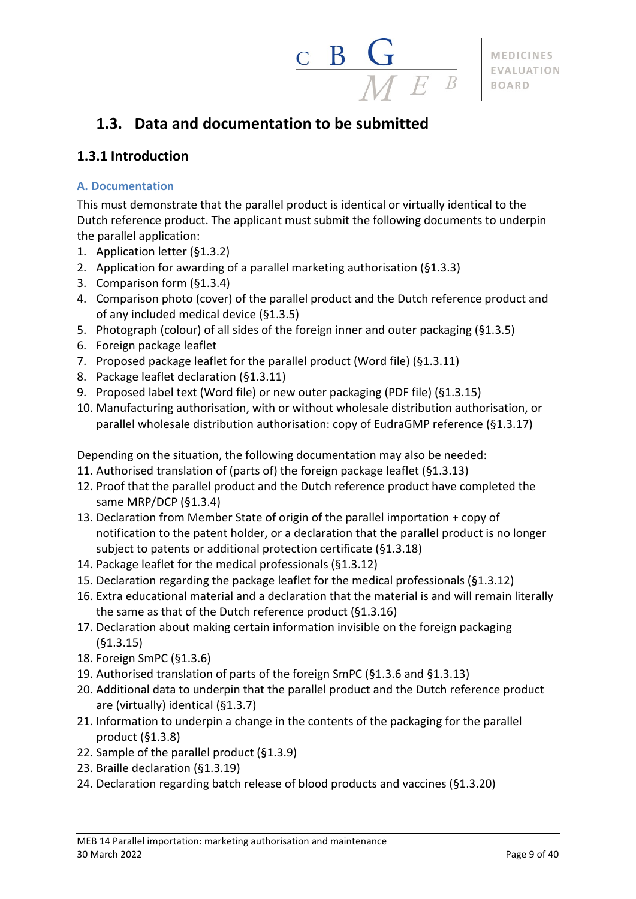## 1.3. Data and documentation to be submitted

### 1.3.1 Introduction

#### A. Documentation

This must demonstrate that the parallel product is identical or virtually identical to the Dutch reference product. The applicant must submit the following documents to underpin the parallel application:

1. Application letter (§1.3.2)
2. Application for awarding of a parallel marketing authorisation (§1.3.3)
3. Comparison form (§1.3.4)
4. Comparison photo (cover) of the parallel product and the Dutch reference product and of any included medical device (§1.3.5)
5. Photograph (colour) of all sides of the foreign inner and outer packaging (§1.3.5)
6. Foreign package leaflet
7. Proposed package leaflet for the parallel product (Word file) (§1.3.11)
8. Package leaflet declaration (§1.3.11)
9. Proposed label text (Word file) or new outer packaging (PDF file) (§1.3.15)
10. Manufacturing authorisation, with or without wholesale distribution authorisation, or parallel wholesale distribution authorisation: copy of EudraGMP reference (§1.3.17)

Depending on the situation, the following documentation may also be needed:

11. Authorised translation of (parts of) the foreign package leaflet (§1.3.13)
12. Proof that the parallel product and the Dutch reference product have completed the same MRP/DCP (§1.3.4)
13. Declaration from Member State of origin of the parallel importation + copy of notification to the patent holder, or a declaration that the parallel product is no longer subject to patents or additional protection certificate (§1.3.18)
14. Package leaflet for the medical professionals (§1.3.12)
15. Declaration regarding the package leaflet for the medical professionals (§1.3.12)
16. Extra educational material and a declaration that the material is and will remain literally the same as that of the Dutch reference product (§1.3.16)
17. Declaration about making certain information invisible on the foreign packaging (§1.3.15)
18. Foreign SmPC (§1.3.6)
19. Authorised translation of parts of the foreign SmPC (§1.3.6 and §1.3.13)
20. Additional data to underpin that the parallel product and the Dutch reference product are (virtually) identical (§1.3.7)
21. Information to underpin a change in the contents of the packaging for the parallel product (§1.3.8)
22. Sample of the parallel product (§1.3.9)
23. Braille declaration (§1.3.19)
24. Declaration regarding batch release of blood products and vaccines (§1.3.20)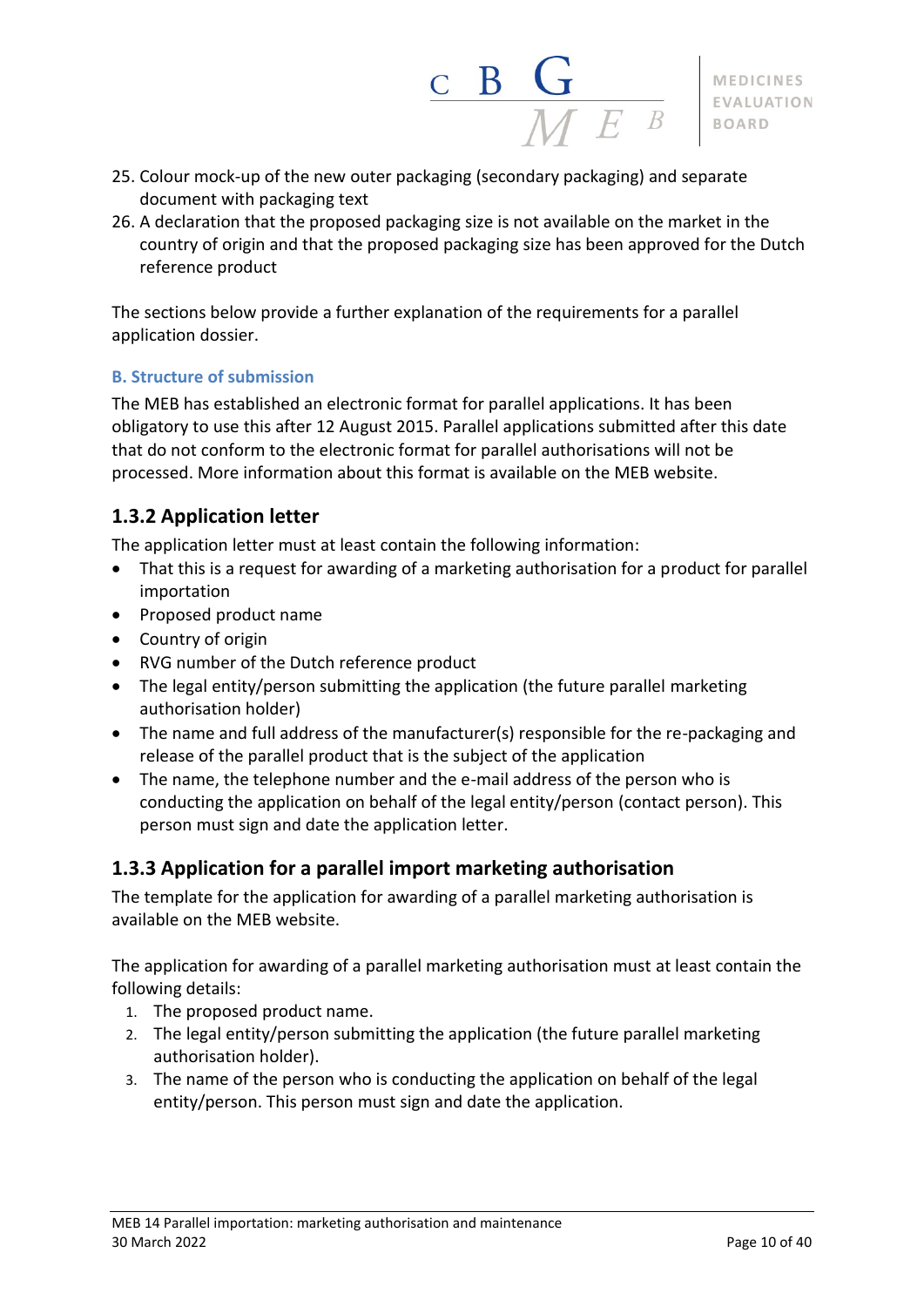25. Colour mock-up of the new outer packaging (secondary packaging) and separate document with packaging text
26. A declaration that the proposed packaging size is not available on the market in the country of origin and that the proposed packaging size has been approved for the Dutch reference product

The sections below provide a further explanation of the requirements for a parallel application dossier.

### B. Structure of submission

The MEB has established an electronic format for parallel applications. It has been obligatory to use this after 12 August 2015. Parallel applications submitted after this date that do not conform to the electronic format for parallel authorisations will not be processed. More information about this format is available on the MEB website.

## 1.3.2 Application letter

The application letter must at least contain the following information:

- That this is a request for awarding of a marketing authorisation for a product for parallel importation
- Proposed product name
- Country of origin
- RVG number of the Dutch reference product
- The legal entity/person submitting the application (the future parallel marketing authorisation holder)
- The name and full address of the manufacturer(s) responsible for the re-packaging and release of the parallel product that is the subject of the application
- The name, the telephone number and the e-mail address of the person who is conducting the application on behalf of the legal entity/person (contact person). This person must sign and date the application letter.

## 1.3.3 Application for a parallel import marketing authorisation

The template for the application for awarding of a parallel marketing authorisation is available on the MEB website.

The application for awarding of a parallel marketing authorisation must at least contain the following details:

1. The proposed product name.
2. The legal entity/person submitting the application (the future parallel marketing authorisation holder).
3. The name of the person who is conducting the application on behalf of the legal entity/person. This person must sign and date the application.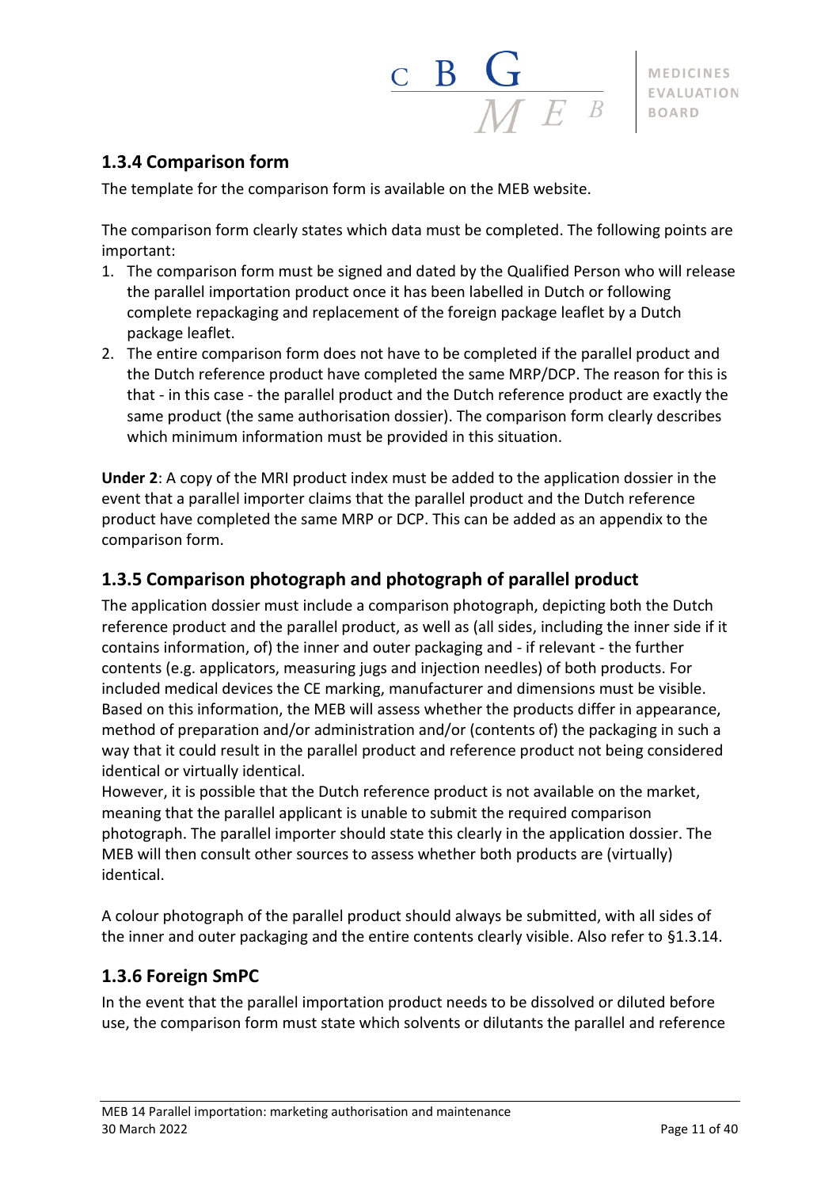### 1.3.4 Comparison form

The template for the comparison form is available on the MEB website.

The comparison form clearly states which data must be completed. The following points are important:

1. The comparison form must be signed and dated by the Qualified Person who will release the parallel importation product once it has been labelled in Dutch or following complete repackaging and replacement of the foreign package leaflet by a Dutch package leaflet.
2. The entire comparison form does not have to be completed if the parallel product and the Dutch reference product have completed the same MRP/DCP. The reason for this is that - in this case - the parallel product and the Dutch reference product are exactly the same product (the same authorisation dossier). The comparison form clearly describes which minimum information must be provided in this situation.

**Under 2**: A copy of the MRI product index must be added to the application dossier in the event that a parallel importer claims that the parallel product and the Dutch reference product have completed the same MRP or DCP. This can be added as an appendix to the comparison form.

### 1.3.5 Comparison photograph and photograph of parallel product

The application dossier must include a comparison photograph, depicting both the Dutch reference product and the parallel product, as well as (all sides, including the inner side if it contains information, of) the inner and outer packaging and - if relevant - the further contents (e.g. applicators, measuring jugs and injection needles) of both products. For included medical devices the CE marking, manufacturer and dimensions must be visible. Based on this information, the MEB will assess whether the products differ in appearance, method of preparation and/or administration and/or (contents of) the packaging in such a way that it could result in the parallel product and reference product not being considered identical or virtually identical.
However, it is possible that the Dutch reference product is not available on the market, meaning that the parallel applicant is unable to submit the required comparison photograph. The parallel importer should state this clearly in the application dossier. The MEB will then consult other sources to assess whether both products are (virtually) identical.

A colour photograph of the parallel product should always be submitted, with all sides of the inner and outer packaging and the entire contents clearly visible. Also refer to §1.3.14.

### 1.3.6 Foreign SmPC

In the event that the parallel importation product needs to be dissolved or diluted before use, the comparison form must state which solvents or dilutants the parallel and reference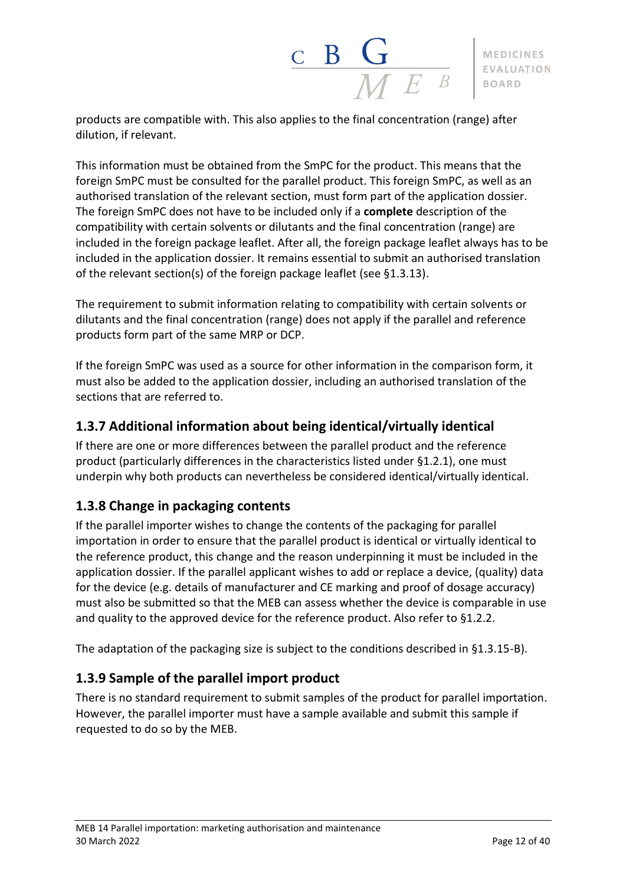products are compatible with. This also applies to the final concentration (range) after dilution, if relevant.

This information must be obtained from the SmPC for the product. This means that the foreign SmPC must be consulted for the parallel product. This foreign SmPC, as well as an authorised translation of the relevant section, must form part of the application dossier. The foreign SmPC does not have to be included only if a **complete** description of the compatibility with certain solvents or dilutants and the final concentration (range) are included in the foreign package leaflet. After all, the foreign package leaflet always has to be included in the application dossier. It remains essential to submit an authorised translation of the relevant section(s) of the foreign package leaflet (see §1.3.13).

The requirement to submit information relating to compatibility with certain solvents or dilutants and the final concentration (range) does not apply if the parallel and reference products form part of the same MRP or DCP.

If the foreign SmPC was used as a source for other information in the comparison form, it must also be added to the application dossier, including an authorised translation of the sections that are referred to.

### 1.3.7 Additional information about being identical/virtually identical

If there are one or more differences between the parallel product and the reference product (particularly differences in the characteristics listed under §1.2.1), one must underpin why both products can nevertheless be considered identical/virtually identical.

### 1.3.8 Change in packaging contents

If the parallel importer wishes to change the contents of the packaging for parallel importation in order to ensure that the parallel product is identical or virtually identical to the reference product, this change and the reason underpinning it must be included in the application dossier. If the parallel applicant wishes to add or replace a device, (quality) data for the device (e.g. details of manufacturer and CE marking and proof of dosage accuracy) must also be submitted so that the MEB can assess whether the device is comparable in use and quality to the approved device for the reference product. Also refer to §1.2.2.

The adaptation of the packaging size is subject to the conditions described in §1.3.15-B).

### 1.3.9 Sample of the parallel import product

There is no standard requirement to submit samples of the product for parallel importation. However, the parallel importer must have a sample available and submit this sample if requested to do so by the MEB.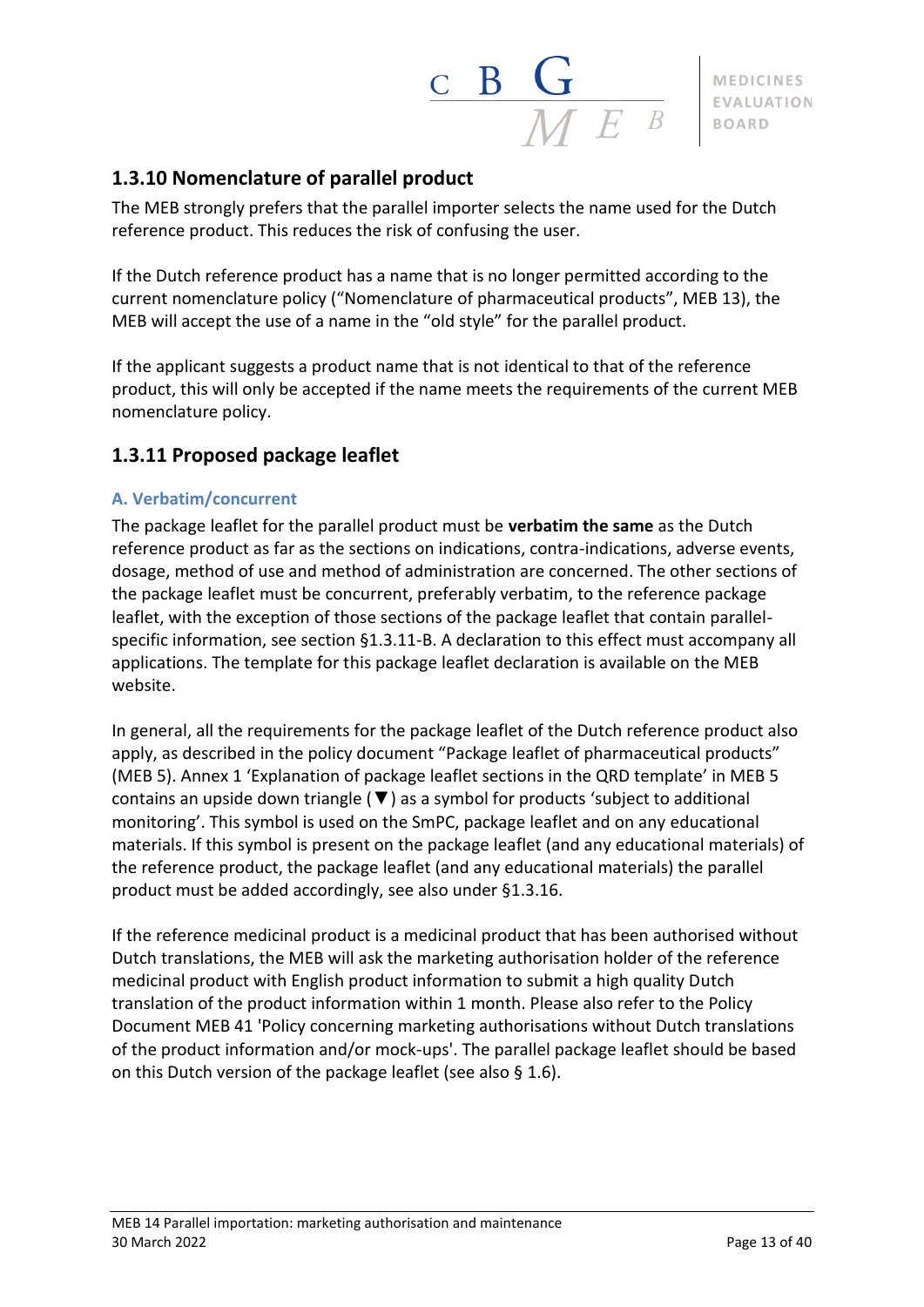## 1.3.10 Nomenclature of parallel product

The MEB strongly prefers that the parallel importer selects the name used for the Dutch reference product. This reduces the risk of confusing the user.

If the Dutch reference product has a name that is no longer permitted according to the current nomenclature policy ("Nomenclature of pharmaceutical products", MEB 13), the MEB will accept the use of a name in the "old style" for the parallel product.

If the applicant suggests a product name that is not identical to that of the reference product, this will only be accepted if the name meets the requirements of the current MEB nomenclature policy.

## 1.3.11 Proposed package leaflet

### A. Verbatim/concurrent

The package leaflet for the parallel product must be **verbatim the same** as the Dutch reference product as far as the sections on indications, contra-indications, adverse events, dosage, method of use and method of administration are concerned. The other sections of the package leaflet must be concurrent, preferably verbatim, to the reference package leaflet, with the exception of those sections of the package leaflet that contain parallel-specific information, see section §1.3.11-B. A declaration to this effect must accompany all applications. The template for this package leaflet declaration is available on the MEB website.

In general, all the requirements for the package leaflet of the Dutch reference product also apply, as described in the policy document "Package leaflet of pharmaceutical products" (MEB 5). Annex 1 'Explanation of package leaflet sections in the QRD template' in MEB 5 contains an upside down triangle (▼) as a symbol for products 'subject to additional monitoring'. This symbol is used on the SmPC, package leaflet and on any educational materials. If this symbol is present on the package leaflet (and any educational materials) of the reference product, the package leaflet (and any educational materials) the parallel product must be added accordingly, see also under §1.3.16.

If the reference medicinal product is a medicinal product that has been authorised without Dutch translations, the MEB will ask the marketing authorisation holder of the reference medicinal product with English product information to submit a high quality Dutch translation of the product information within 1 month. Please also refer to the Policy Document MEB 41 'Policy concerning marketing authorisations without Dutch translations of the product information and/or mock-ups'. The parallel package leaflet should be based on this Dutch version of the package leaflet (see also § 1.6).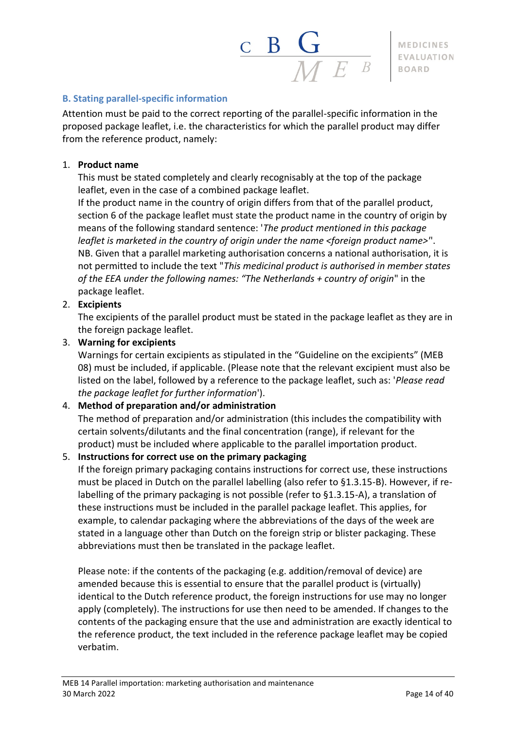### B. Stating parallel-specific information

Attention must be paid to the correct reporting of the parallel-specific information in the proposed package leaflet, i.e. the characteristics for which the parallel product may differ from the reference product, namely:

1. **Product name**
   This must be stated completely and clearly recognisably at the top of the package leaflet, even in the case of a combined package leaflet.
   If the product name in the country of origin differs from that of the parallel product, section 6 of the package leaflet must state the product name in the country of origin by means of the following standard sentence: '*The product mentioned in this package leaflet is marketed in the country of origin under the name <foreign product name>*".
   NB. Given that a parallel marketing authorisation concerns a national authorisation, it is not permitted to include the text "*This medicinal product is authorised in member states of the EEA under the following names: "The Netherlands + country of origin*" in the package leaflet.
2. **Excipients**
   The excipients of the parallel product must be stated in the package leaflet as they are in the foreign package leaflet.
3. **Warning for excipients**
   Warnings for certain excipients as stipulated in the "Guideline on the excipients" (MEB 08) must be included, if applicable. (Please note that the relevant excipient must also be listed on the label, followed by a reference to the package leaflet, such as: '*Please read the package leaflet for further information*').
4. **Method of preparation and/or administration**
   The method of preparation and/or administration (this includes the compatibility with certain solvents/dilutants and the final concentration (range), if relevant for the product) must be included where applicable to the parallel importation product.
5. **Instructions for correct use on the primary packaging**
   If the foreign primary packaging contains instructions for correct use, these instructions must be placed in Dutch on the parallel labelling (also refer to §1.3.15-B). However, if re-labelling of the primary packaging is not possible (refer to §1.3.15-A), a translation of these instructions must be included in the parallel package leaflet. This applies, for example, to calendar packaging where the abbreviations of the days of the week are stated in a language other than Dutch on the foreign strip or blister packaging. These abbreviations must then be translated in the package leaflet.

   Please note: if the contents of the packaging (e.g. addition/removal of device) are amended because this is essential to ensure that the parallel product is (virtually) identical to the Dutch reference product, the foreign instructions for use may no longer apply (completely). The instructions for use then need to be amended. If changes to the contents of the packaging ensure that the use and administration are exactly identical to the reference product, the text included in the reference package leaflet may be copied verbatim.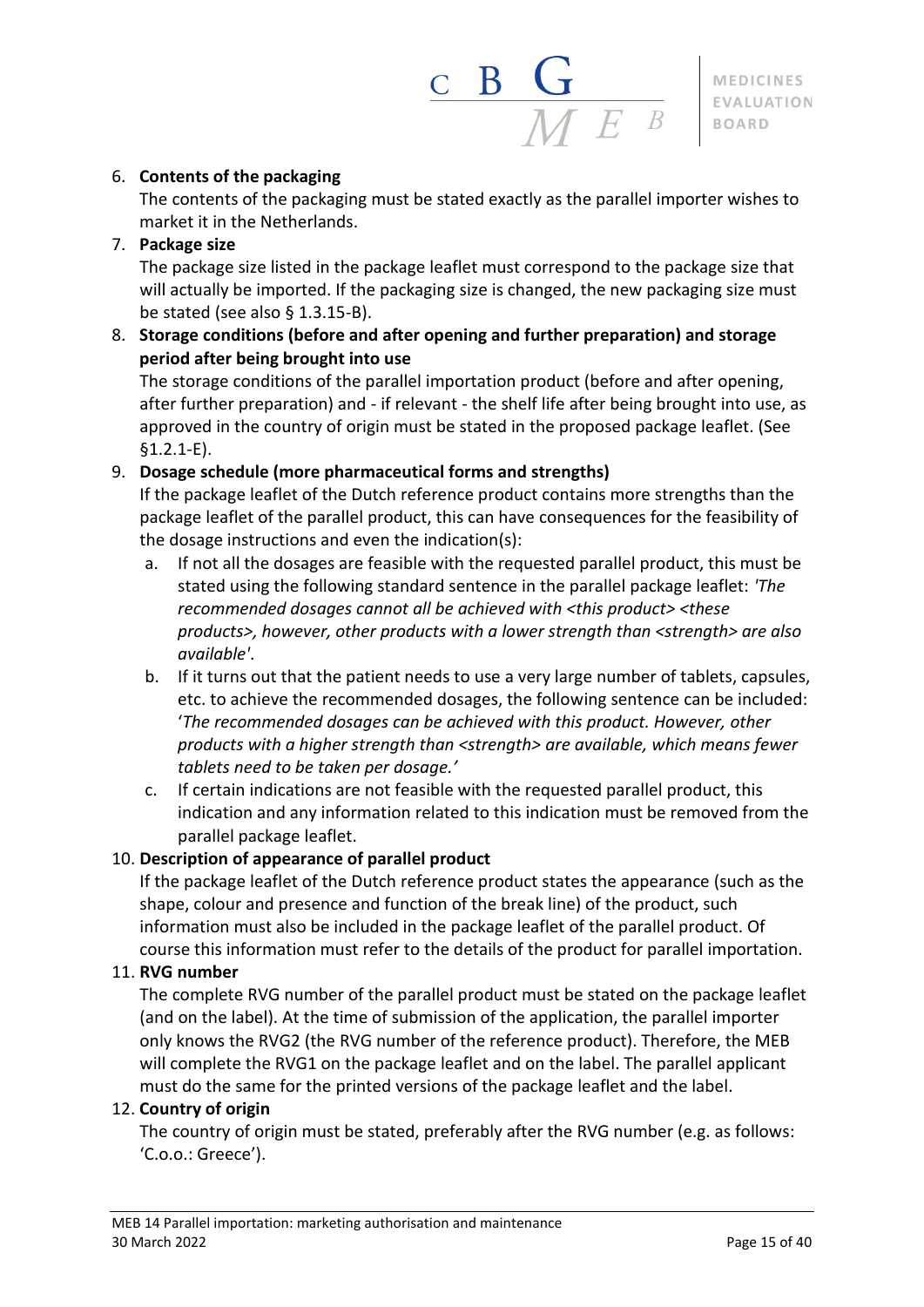6. **Contents of the packaging**
   The contents of the packaging must be stated exactly as the parallel importer wishes to market it in the Netherlands.
7. **Package size**
   The package size listed in the package leaflet must correspond to the package size that will actually be imported. If the packaging size is changed, the new packaging size must be stated (see also § 1.3.15-B).
8. **Storage conditions (before and after opening and further preparation) and storage period after being brought into use**
   The storage conditions of the parallel importation product (before and after opening, after further preparation) and - if relevant - the shelf life after being brought into use, as approved in the country of origin must be stated in the proposed package leaflet. (See §1.2.1-E).
9. **Dosage schedule (more pharmaceutical forms and strengths)**
   If the package leaflet of the Dutch reference product contains more strengths than the package leaflet of the parallel product, this can have consequences for the feasibility of the dosage instructions and even the indication(s):
   a. If not all the dosages are feasible with the requested parallel product, this must be stated using the following standard sentence in the parallel package leaflet: *'The recommended dosages cannot all be achieved with <this product> <these products>, however, other products with a lower strength than <strength> are also available'*.
   b. If it turns out that the patient needs to use a very large number of tablets, capsules, etc. to achieve the recommended dosages, the following sentence can be included: '*The recommended dosages can be achieved with this product. However, other products with a higher strength than <strength> are available, which means fewer tablets need to be taken per dosage.'*
   c. If certain indications are not feasible with the requested parallel product, this indication and any information related to this indication must be removed from the parallel package leaflet.
10. **Description of appearance of parallel product**
    If the package leaflet of the Dutch reference product states the appearance (such as the shape, colour and presence and function of the break line) of the product, such information must also be included in the package leaflet of the parallel product. Of course this information must refer to the details of the product for parallel importation.
11. **RVG number**
    The complete RVG number of the parallel product must be stated on the package leaflet (and on the label). At the time of submission of the application, the parallel importer only knows the RVG2 (the RVG number of the reference product). Therefore, the MEB will complete the RVG1 on the package leaflet and on the label. The parallel applicant must do the same for the printed versions of the package leaflet and the label.
12. **Country of origin**
    The country of origin must be stated, preferably after the RVG number (e.g. as follows: 'C.o.o.: Greece').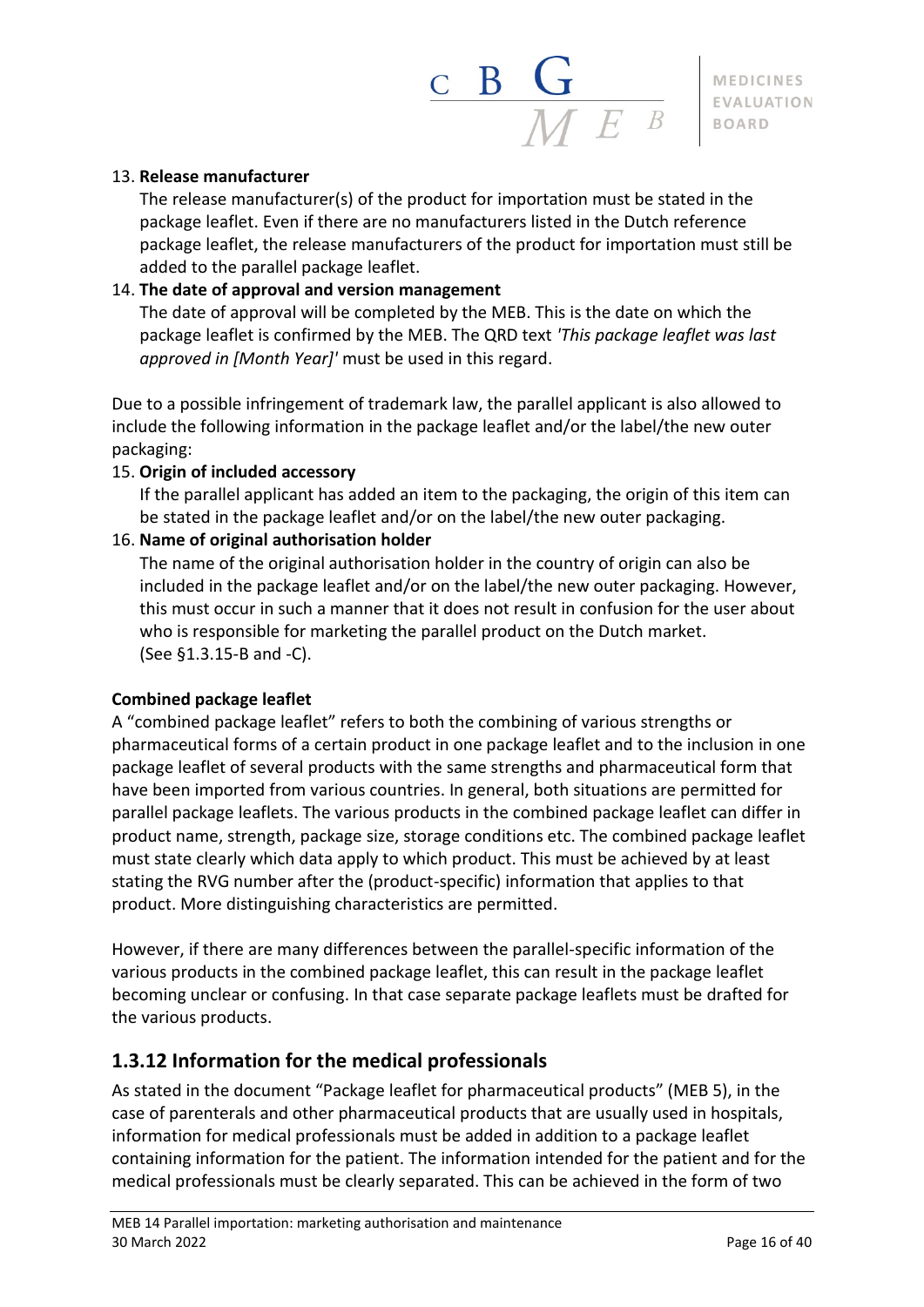13. **Release manufacturer**
    The release manufacturer(s) of the product for importation must be stated in the package leaflet. Even if there are no manufacturers listed in the Dutch reference package leaflet, the release manufacturers of the product for importation must still be added to the parallel package leaflet.
14. **The date of approval and version management**
    The date of approval will be completed by the MEB. This is the date on which the package leaflet is confirmed by the MEB. The QRD text *'This package leaflet was last approved in [Month Year]'* must be used in this regard.

Due to a possible infringement of trademark law, the parallel applicant is also allowed to include the following information in the package leaflet and/or the label/the new outer packaging:

15. **Origin of included accessory**
    If the parallel applicant has added an item to the packaging, the origin of this item can be stated in the package leaflet and/or on the label/the new outer packaging.
16. **Name of original authorisation holder**
    The name of the original authorisation holder in the country of origin can also be included in the package leaflet and/or on the label/the new outer packaging. However, this must occur in such a manner that it does not result in confusion for the user about who is responsible for marketing the parallel product on the Dutch market. (See §1.3.15-B and -C).

**Combined package leaflet**

A "combined package leaflet" refers to both the combining of various strengths or pharmaceutical forms of a certain product in one package leaflet and to the inclusion in one package leaflet of several products with the same strengths and pharmaceutical form that have been imported from various countries. In general, both situations are permitted for parallel package leaflets. The various products in the combined package leaflet can differ in product name, strength, package size, storage conditions etc. The combined package leaflet must state clearly which data apply to which product. This must be achieved by at least stating the RVG number after the (product-specific) information that applies to that product. More distinguishing characteristics are permitted.

However, if there are many differences between the parallel-specific information of the various products in the combined package leaflet, this can result in the package leaflet becoming unclear or confusing. In that case separate package leaflets must be drafted for the various products.

## 1.3.12 Information for the medical professionals

As stated in the document "Package leaflet for pharmaceutical products" (MEB 5), in the case of parenterals and other pharmaceutical products that are usually used in hospitals, information for medical professionals must be added in addition to a package leaflet containing information for the patient. The information intended for the patient and for the medical professionals must be clearly separated. This can be achieved in the form of two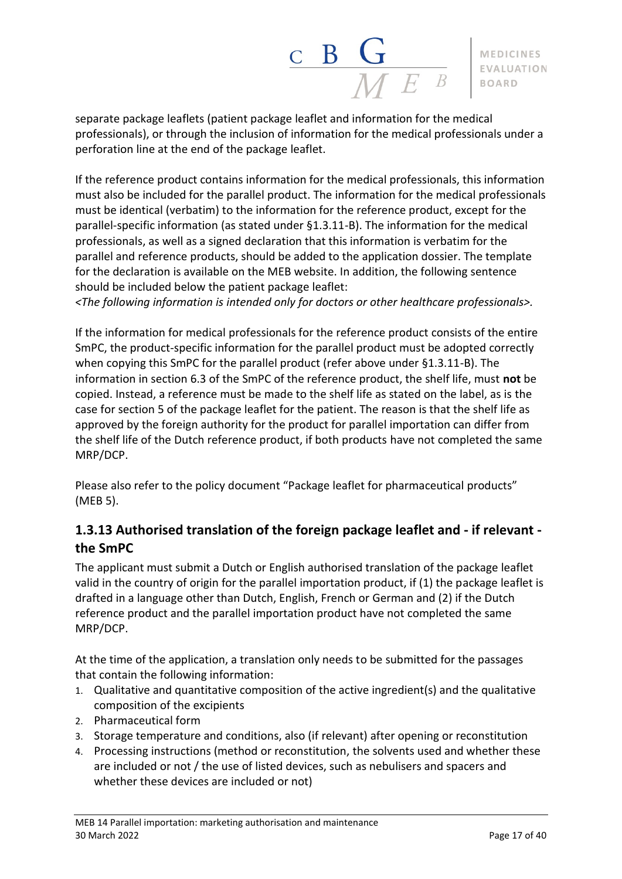separate package leaflets (patient package leaflet and information for the medical professionals), or through the inclusion of information for the medical professionals under a perforation line at the end of the package leaflet.

If the reference product contains information for the medical professionals, this information must also be included for the parallel product. The information for the medical professionals must be identical (verbatim) to the information for the reference product, except for the parallel-specific information (as stated under §1.3.11-B). The information for the medical professionals, as well as a signed declaration that this information is verbatim for the parallel and reference products, should be added to the application dossier. The template for the declaration is available on the MEB website. In addition, the following sentence should be included below the patient package leaflet:
*<The following information is intended only for doctors or other healthcare professionals>.*

If the information for medical professionals for the reference product consists of the entire SmPC, the product-specific information for the parallel product must be adopted correctly when copying this SmPC for the parallel product (refer above under §1.3.11-B). The information in section 6.3 of the SmPC of the reference product, the shelf life, must **not** be copied. Instead, a reference must be made to the shelf life as stated on the label, as is the case for section 5 of the package leaflet for the patient. The reason is that the shelf life as approved by the foreign authority for the product for parallel importation can differ from the shelf life of the Dutch reference product, if both products have not completed the same MRP/DCP.

Please also refer to the policy document "Package leaflet for pharmaceutical products" (MEB 5).

## 1.3.13 Authorised translation of the foreign package leaflet and - if relevant - the SmPC

The applicant must submit a Dutch or English authorised translation of the package leaflet valid in the country of origin for the parallel importation product, if (1) the package leaflet is drafted in a language other than Dutch, English, French or German and (2) if the Dutch reference product and the parallel importation product have not completed the same MRP/DCP.

At the time of the application, a translation only needs to be submitted for the passages that contain the following information:

1. Qualitative and quantitative composition of the active ingredient(s) and the qualitative composition of the excipients
2. Pharmaceutical form
3. Storage temperature and conditions, also (if relevant) after opening or reconstitution
4. Processing instructions (method or reconstitution, the solvents used and whether these are included or not / the use of listed devices, such as nebulisers and spacers and whether these devices are included or not)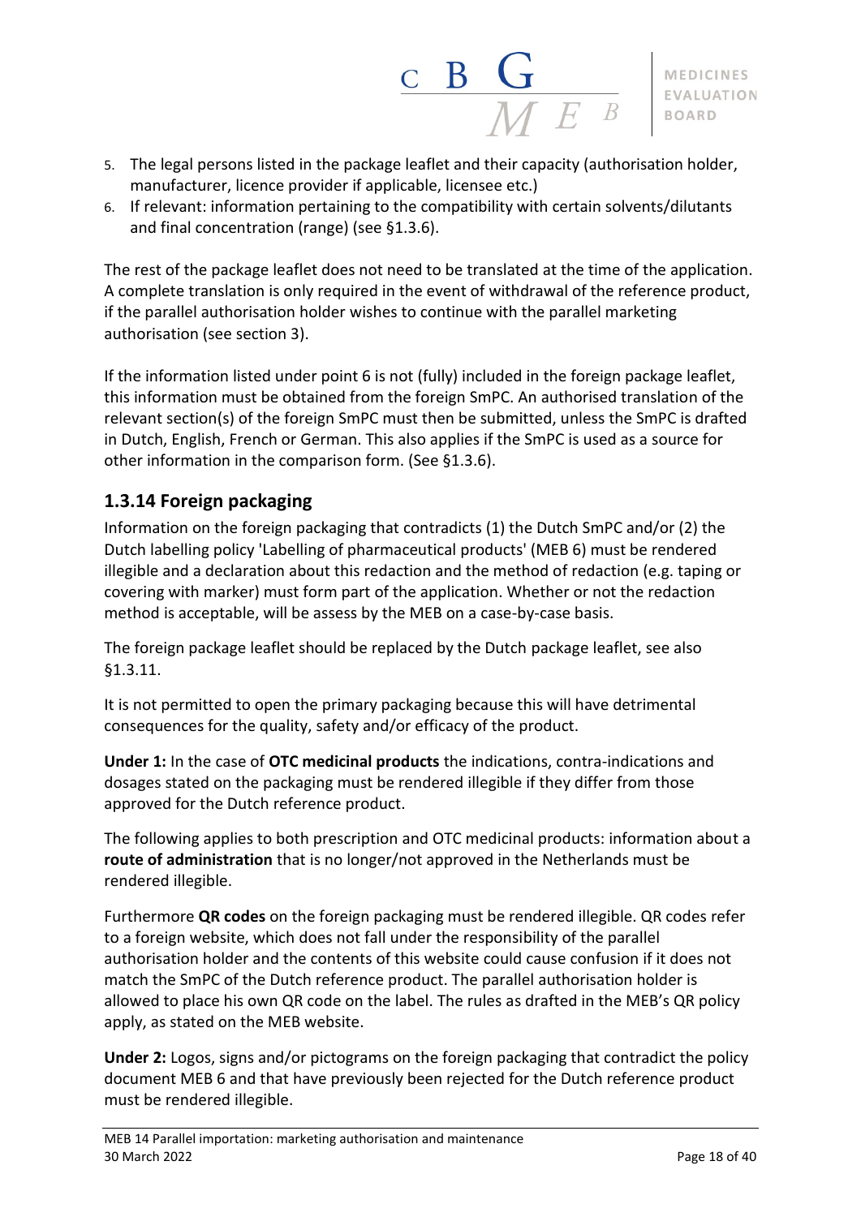5. The legal persons listed in the package leaflet and their capacity (authorisation holder, manufacturer, licence provider if applicable, licensee etc.)
6. If relevant: information pertaining to the compatibility with certain solvents/dilutants and final concentration (range) (see §1.3.6).

The rest of the package leaflet does not need to be translated at the time of the application. A complete translation is only required in the event of withdrawal of the reference product, if the parallel authorisation holder wishes to continue with the parallel marketing authorisation (see section 3).

If the information listed under point 6 is not (fully) included in the foreign package leaflet, this information must be obtained from the foreign SmPC. An authorised translation of the relevant section(s) of the foreign SmPC must then be submitted, unless the SmPC is drafted in Dutch, English, French or German. This also applies if the SmPC is used as a source for other information in the comparison form. (See §1.3.6).

### 1.3.14 Foreign packaging

Information on the foreign packaging that contradicts (1) the Dutch SmPC and/or (2) the Dutch labelling policy 'Labelling of pharmaceutical products' (MEB 6) must be rendered illegible and a declaration about this redaction and the method of redaction (e.g. taping or covering with marker) must form part of the application. Whether or not the redaction method is acceptable, will be assess by the MEB on a case-by-case basis.

The foreign package leaflet should be replaced by the Dutch package leaflet, see also §1.3.11.

It is not permitted to open the primary packaging because this will have detrimental consequences for the quality, safety and/or efficacy of the product.

**Under 1:** In the case of **OTC medicinal products** the indications, contra-indications and dosages stated on the packaging must be rendered illegible if they differ from those approved for the Dutch reference product.

The following applies to both prescription and OTC medicinal products: information about a **route of administration** that is no longer/not approved in the Netherlands must be rendered illegible.

Furthermore **QR codes** on the foreign packaging must be rendered illegible. QR codes refer to a foreign website, which does not fall under the responsibility of the parallel authorisation holder and the contents of this website could cause confusion if it does not match the SmPC of the Dutch reference product. The parallel authorisation holder is allowed to place his own QR code on the label. The rules as drafted in the MEB's QR policy apply, as stated on the MEB website.

**Under 2:** Logos, signs and/or pictograms on the foreign packaging that contradict the policy document MEB 6 and that have previously been rejected for the Dutch reference product must be rendered illegible.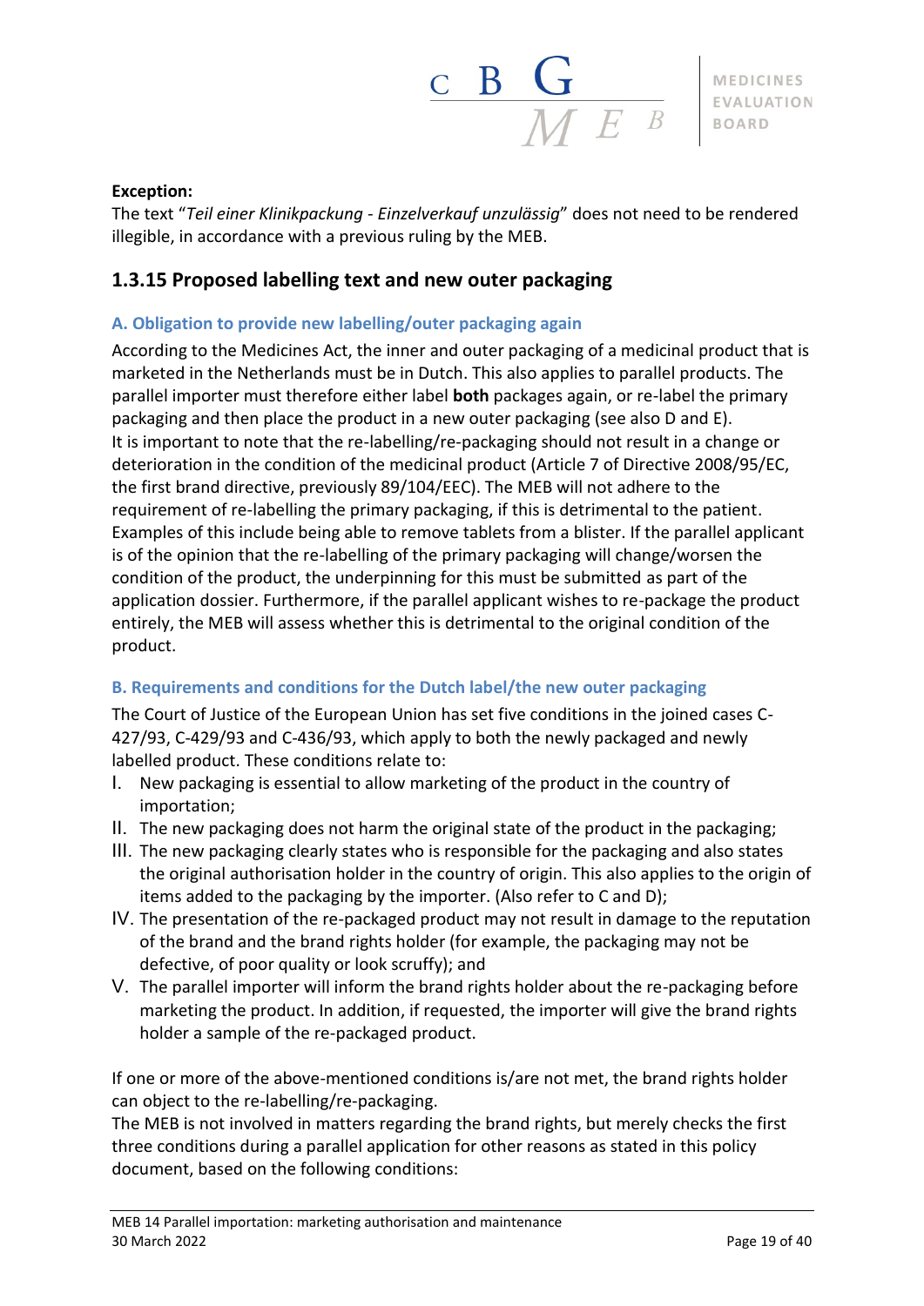**Exception:**
The text "*Teil einer Klinikpackung - Einzelverkauf unzulässig*" does not need to be rendered illegible, in accordance with a previous ruling by the MEB.

## 1.3.15 Proposed labelling text and new outer packaging

### A. Obligation to provide new labelling/outer packaging again

According to the Medicines Act, the inner and outer packaging of a medicinal product that is marketed in the Netherlands must be in Dutch. This also applies to parallel products. The parallel importer must therefore either label **both** packages again, or re-label the primary packaging and then place the product in a new outer packaging (see also D and E).
It is important to note that the re-labelling/re-packaging should not result in a change or deterioration in the condition of the medicinal product (Article 7 of Directive 2008/95/EC, the first brand directive, previously 89/104/EEC). The MEB will not adhere to the requirement of re-labelling the primary packaging, if this is detrimental to the patient. Examples of this include being able to remove tablets from a blister. If the parallel applicant is of the opinion that the re-labelling of the primary packaging will change/worsen the condition of the product, the underpinning for this must be submitted as part of the application dossier. Furthermore, if the parallel applicant wishes to re-package the product entirely, the MEB will assess whether this is detrimental to the original condition of the product.

### B. Requirements and conditions for the Dutch label/the new outer packaging

The Court of Justice of the European Union has set five conditions in the joined cases C-427/93, C-429/93 and C-436/93, which apply to both the newly packaged and newly labelled product. These conditions relate to:

I. New packaging is essential to allow marketing of the product in the country of importation;
II. The new packaging does not harm the original state of the product in the packaging;
III. The new packaging clearly states who is responsible for the packaging and also states the original authorisation holder in the country of origin. This also applies to the origin of items added to the packaging by the importer. (Also refer to C and D);
IV. The presentation of the re-packaged product may not result in damage to the reputation of the brand and the brand rights holder (for example, the packaging may not be defective, of poor quality or look scruffy); and
V. The parallel importer will inform the brand rights holder about the re-packaging before marketing the product. In addition, if requested, the importer will give the brand rights holder a sample of the re-packaged product.

If one or more of the above-mentioned conditions is/are not met, the brand rights holder can object to the re-labelling/re-packaging.
The MEB is not involved in matters regarding the brand rights, but merely checks the first three conditions during a parallel application for other reasons as stated in this policy document, based on the following conditions: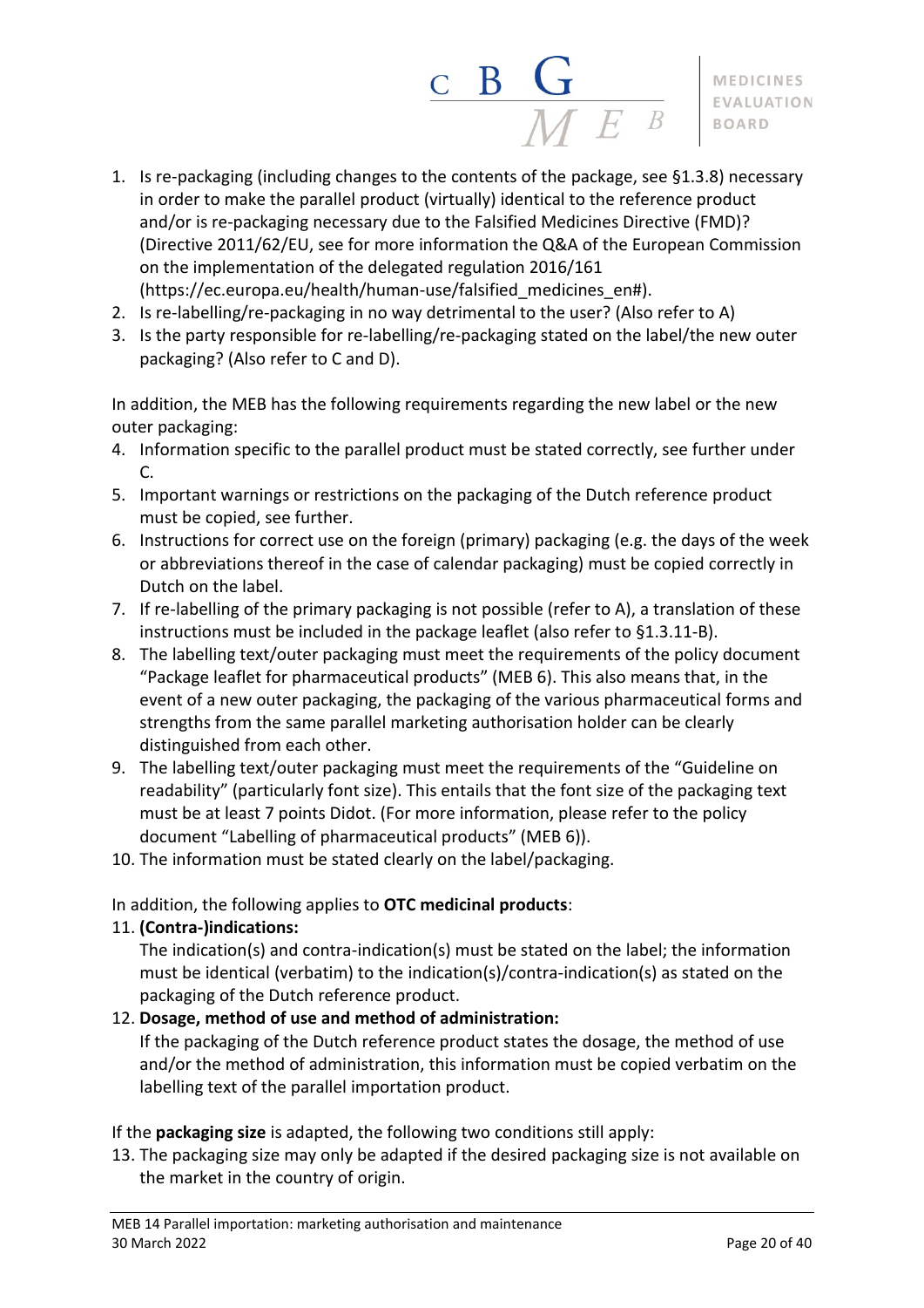1. Is re-packaging (including changes to the contents of the package, see §1.3.8) necessary in order to make the parallel product (virtually) identical to the reference product and/or is re-packaging necessary due to the Falsified Medicines Directive (FMD)? (Directive 2011/62/EU, see for more information the Q&A of the European Commission on the implementation of the delegated regulation 2016/161 (https://ec.europa.eu/health/human-use/falsified_medicines_en#).
2. Is re-labelling/re-packaging in no way detrimental to the user? (Also refer to A)
3. Is the party responsible for re-labelling/re-packaging stated on the label/the new outer packaging? (Also refer to C and D).

In addition, the MEB has the following requirements regarding the new label or the new outer packaging:

4. Information specific to the parallel product must be stated correctly, see further under C.
5. Important warnings or restrictions on the packaging of the Dutch reference product must be copied, see further.
6. Instructions for correct use on the foreign (primary) packaging (e.g. the days of the week or abbreviations thereof in the case of calendar packaging) must be copied correctly in Dutch on the label.
7. If re-labelling of the primary packaging is not possible (refer to A), a translation of these instructions must be included in the package leaflet (also refer to §1.3.11-B).
8. The labelling text/outer packaging must meet the requirements of the policy document "Package leaflet for pharmaceutical products" (MEB 6). This also means that, in the event of a new outer packaging, the packaging of the various pharmaceutical forms and strengths from the same parallel marketing authorisation holder can be clearly distinguished from each other.
9. The labelling text/outer packaging must meet the requirements of the "Guideline on readability" (particularly font size). This entails that the font size of the packaging text must be at least 7 points Didot. (For more information, please refer to the policy document "Labelling of pharmaceutical products" (MEB 6)).
10. The information must be stated clearly on the label/packaging.

In addition, the following applies to **OTC medicinal products**:

11. **(Contra-)indications:**
    The indication(s) and contra-indication(s) must be stated on the label; the information must be identical (verbatim) to the indication(s)/contra-indication(s) as stated on the packaging of the Dutch reference product.
12. **Dosage, method of use and method of administration:**
    If the packaging of the Dutch reference product states the dosage, the method of use and/or the method of administration, this information must be copied verbatim on the labelling text of the parallel importation product.

If the **packaging size** is adapted, the following two conditions still apply:

13. The packaging size may only be adapted if the desired packaging size is not available on the market in the country of origin.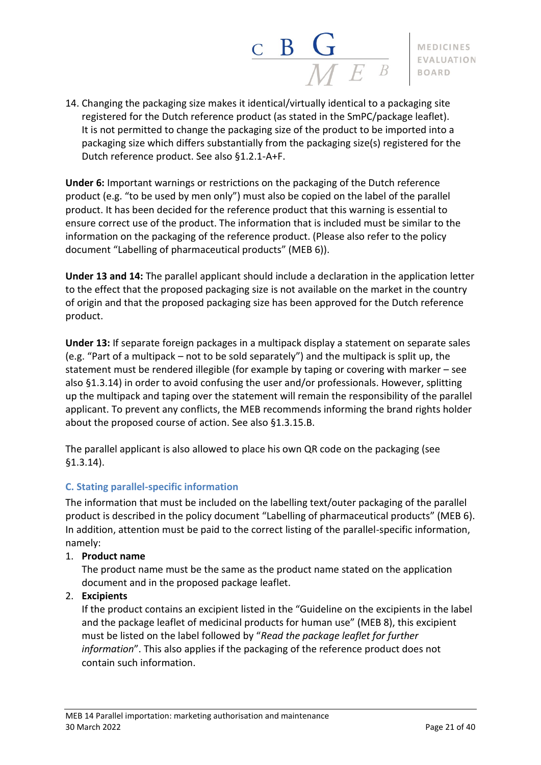14. Changing the packaging size makes it identical/virtually identical to a packaging site registered for the Dutch reference product (as stated in the SmPC/package leaflet). It is not permitted to change the packaging size of the product to be imported into a packaging size which differs substantially from the packaging size(s) registered for the Dutch reference product. See also §1.2.1-A+F.

**Under 6:** Important warnings or restrictions on the packaging of the Dutch reference product (e.g. "to be used by men only") must also be copied on the label of the parallel product. It has been decided for the reference product that this warning is essential to ensure correct use of the product. The information that is included must be similar to the information on the packaging of the reference product. (Please also refer to the policy document "Labelling of pharmaceutical products" (MEB 6)).

**Under 13 and 14:** The parallel applicant should include a declaration in the application letter to the effect that the proposed packaging size is not available on the market in the country of origin and that the proposed packaging size has been approved for the Dutch reference product.

**Under 13:** If separate foreign packages in a multipack display a statement on separate sales (e.g. "Part of a multipack – not to be sold separately") and the multipack is split up, the statement must be rendered illegible (for example by taping or covering with marker – see also §1.3.14) in order to avoid confusing the user and/or professionals. However, splitting up the multipack and taping over the statement will remain the responsibility of the parallel applicant. To prevent any conflicts, the MEB recommends informing the brand rights holder about the proposed course of action. See also §1.3.15.B.

The parallel applicant is also allowed to place his own QR code on the packaging (see §1.3.14).

### C. Stating parallel-specific information

The information that must be included on the labelling text/outer packaging of the parallel product is described in the policy document "Labelling of pharmaceutical products" (MEB 6). In addition, attention must be paid to the correct listing of the parallel-specific information, namely:

1. **Product name**
   The product name must be the same as the product name stated on the application document and in the proposed package leaflet.
2. **Excipients**
   If the product contains an excipient listed in the "Guideline on the excipients in the label and the package leaflet of medicinal products for human use" (MEB 8), this excipient must be listed on the label followed by "*Read the package leaflet for further information*". This also applies if the packaging of the reference product does not contain such information.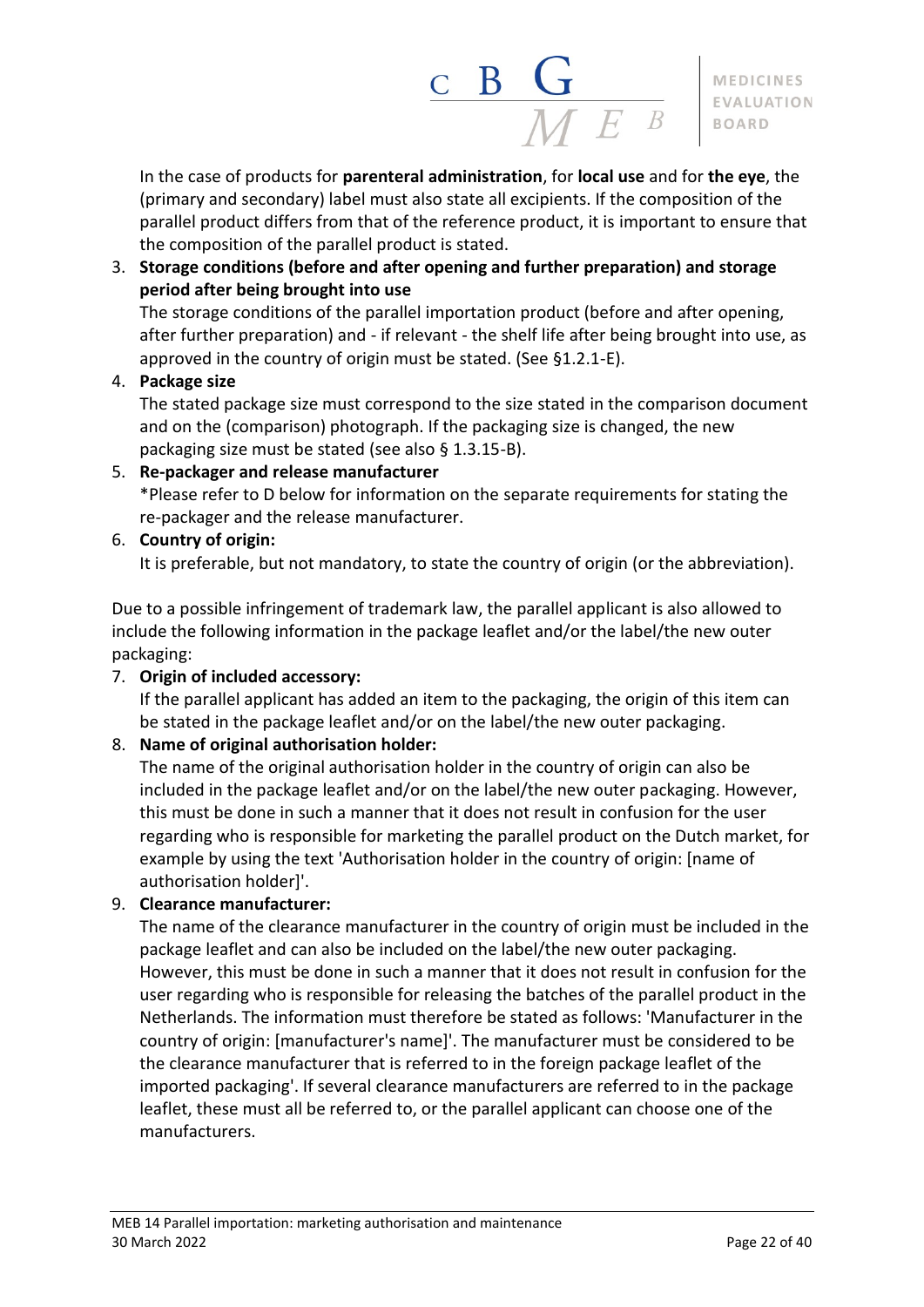In the case of products for **parenteral administration**, for **local use** and for **the eye**, the (primary and secondary) label must also state all excipients. If the composition of the parallel product differs from that of the reference product, it is important to ensure that the composition of the parallel product is stated.

3. **Storage conditions (before and after opening and further preparation) and storage period after being brought into use**
   The storage conditions of the parallel importation product (before and after opening, after further preparation) and - if relevant - the shelf life after being brought into use, as approved in the country of origin must be stated. (See §1.2.1-E).
4. **Package size**
   The stated package size must correspond to the size stated in the comparison document and on the (comparison) photograph. If the packaging size is changed, the new packaging size must be stated (see also § 1.3.15-B).
5. **Re-packager and release manufacturer**
   *Please refer to D below for information on the separate requirements for stating the re-packager and the release manufacturer.
6. **Country of origin:**
   It is preferable, but not mandatory, to state the country of origin (or the abbreviation).

Due to a possible infringement of trademark law, the parallel applicant is also allowed to include the following information in the package leaflet and/or the label/the new outer packaging:

7. **Origin of included accessory:**
   If the parallel applicant has added an item to the packaging, the origin of this item can be stated in the package leaflet and/or on the label/the new outer packaging.
8. **Name of original authorisation holder:**
   The name of the original authorisation holder in the country of origin can also be included in the package leaflet and/or on the label/the new outer packaging. However, this must be done in such a manner that it does not result in confusion for the user regarding who is responsible for marketing the parallel product on the Dutch market, for example by using the text 'Authorisation holder in the country of origin: [name of authorisation holder]'.
9. **Clearance manufacturer:**
   The name of the clearance manufacturer in the country of origin must be included in the package leaflet and can also be included on the label/the new outer packaging. However, this must be done in such a manner that it does not result in confusion for the user regarding who is responsible for releasing the batches of the parallel product in the Netherlands. The information must therefore be stated as follows: 'Manufacturer in the country of origin: [manufacturer's name]'. The manufacturer must be considered to be the clearance manufacturer that is referred to in the foreign package leaflet of the imported packaging'. If several clearance manufacturers are referred to in the package leaflet, these must all be referred to, or the parallel applicant can choose one of the manufacturers.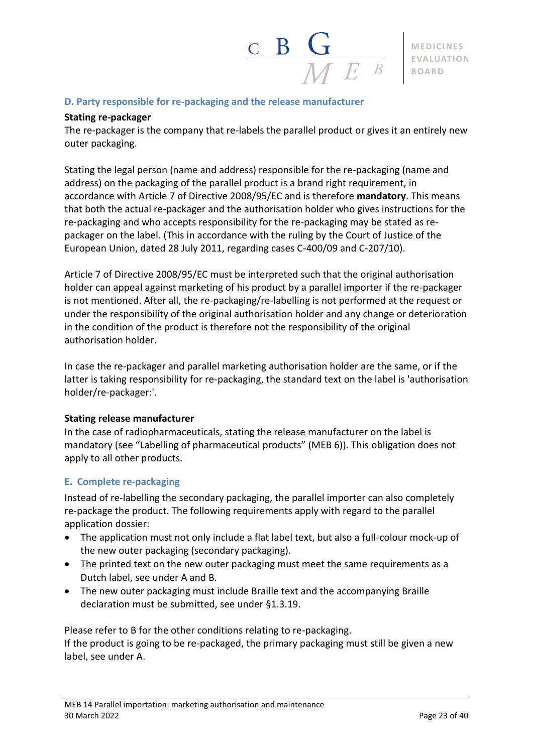## D. Party responsible for re-packaging and the release manufacturer

**Stating re-packager**

The re-packager is the company that re-labels the parallel product or gives it an entirely new outer packaging.

Stating the legal person (name and address) responsible for the re-packaging (name and address) on the packaging of the parallel product is a brand right requirement, in accordance with Article 7 of Directive 2008/95/EC and is therefore **mandatory**. This means that both the actual re-packager and the authorisation holder who gives instructions for the re-packaging and who accepts responsibility for the re-packaging may be stated as re-packager on the label. (This in accordance with the ruling by the Court of Justice of the European Union, dated 28 July 2011, regarding cases C-400/09 and C-207/10).

Article 7 of Directive 2008/95/EC must be interpreted such that the original authorisation holder can appeal against marketing of his product by a parallel importer if the re-packager is not mentioned. After all, the re-packaging/re-labelling is not performed at the request or under the responsibility of the original authorisation holder and any change or deterioration in the condition of the product is therefore not the responsibility of the original authorisation holder.

In case the re-packager and parallel marketing authorisation holder are the same, or if the latter is taking responsibility for re-packaging, the standard text on the label is 'authorisation holder/re-packager:'.

**Stating release manufacturer**

In the case of radiopharmaceuticals, stating the release manufacturer on the label is mandatory (see "Labelling of pharmaceutical products" (MEB 6)). This obligation does not apply to all other products.

## E. Complete re-packaging

Instead of re-labelling the secondary packaging, the parallel importer can also completely re-package the product. The following requirements apply with regard to the parallel application dossier:

- The application must not only include a flat label text, but also a full-colour mock-up of the new outer packaging (secondary packaging).
- The printed text on the new outer packaging must meet the same requirements as a Dutch label, see under A and B.
- The new outer packaging must include Braille text and the accompanying Braille declaration must be submitted, see under §1.3.19.

Please refer to B for the other conditions relating to re-packaging.
If the product is going to be re-packaged, the primary packaging must still be given a new label, see under A.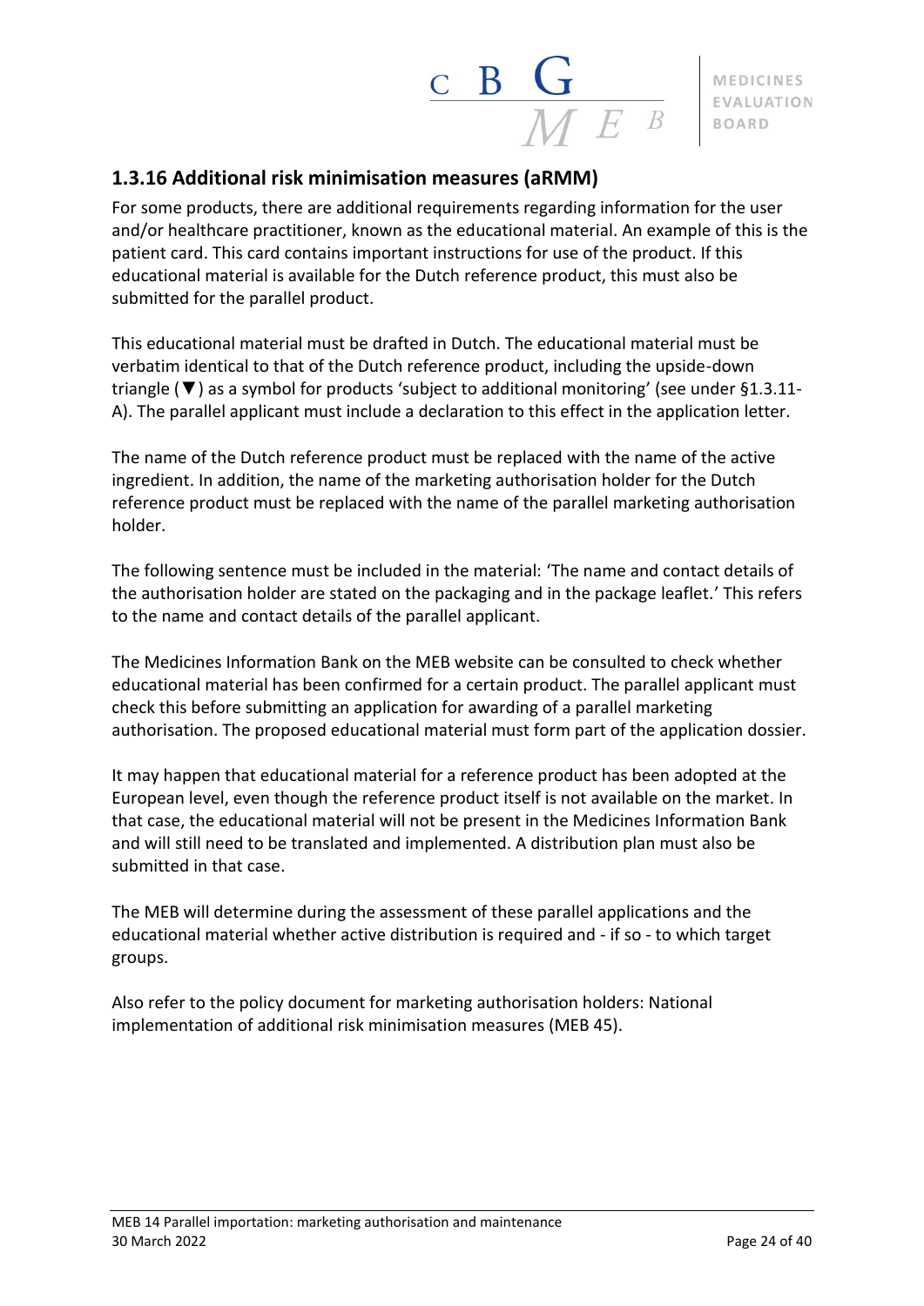## 1.3.16 Additional risk minimisation measures (aRMM)

For some products, there are additional requirements regarding information for the user and/or healthcare practitioner, known as the educational material. An example of this is the patient card. This card contains important instructions for use of the product. If this educational material is available for the Dutch reference product, this must also be submitted for the parallel product.

This educational material must be drafted in Dutch. The educational material must be verbatim identical to that of the Dutch reference product, including the upside-down triangle (▼) as a symbol for products 'subject to additional monitoring' (see under §1.3.11-A). The parallel applicant must include a declaration to this effect in the application letter.

The name of the Dutch reference product must be replaced with the name of the active ingredient. In addition, the name of the marketing authorisation holder for the Dutch reference product must be replaced with the name of the parallel marketing authorisation holder.

The following sentence must be included in the material: 'The name and contact details of the authorisation holder are stated on the packaging and in the package leaflet.' This refers to the name and contact details of the parallel applicant.

The Medicines Information Bank on the MEB website can be consulted to check whether educational material has been confirmed for a certain product. The parallel applicant must check this before submitting an application for awarding of a parallel marketing authorisation. The proposed educational material must form part of the application dossier.

It may happen that educational material for a reference product has been adopted at the European level, even though the reference product itself is not available on the market. In that case, the educational material will not be present in the Medicines Information Bank and will still need to be translated and implemented. A distribution plan must also be submitted in that case.

The MEB will determine during the assessment of these parallel applications and the educational material whether active distribution is required and - if so - to which target groups.

Also refer to the policy document for marketing authorisation holders: National implementation of additional risk minimisation measures (MEB 45).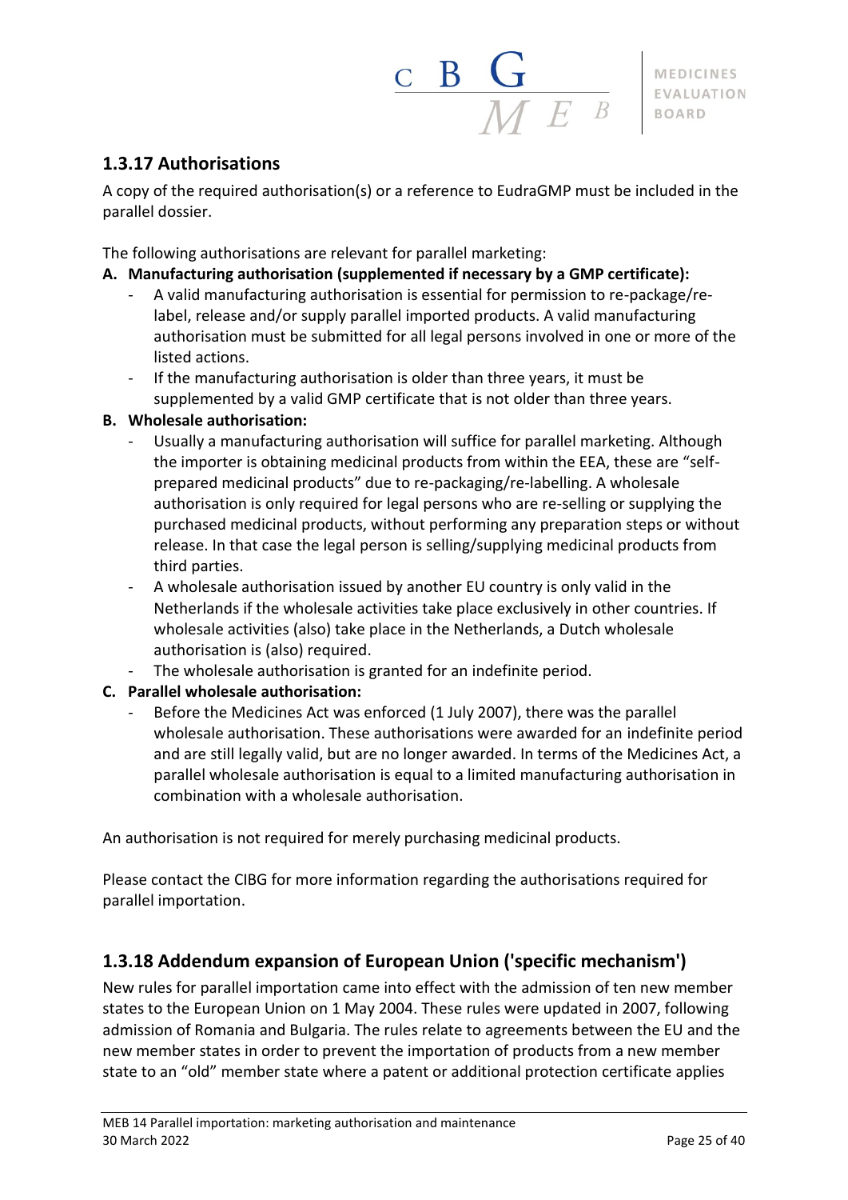## 1.3.17 Authorisations

A copy of the required authorisation(s) or a reference to EudraGMP must be included in the parallel dossier.

The following authorisations are relevant for parallel marketing:

**A. Manufacturing authorisation (supplemented if necessary by a GMP certificate):**
- A valid manufacturing authorisation is essential for permission to re-package/re-label, release and/or supply parallel imported products. A valid manufacturing authorisation must be submitted for all legal persons involved in one or more of the listed actions.
- If the manufacturing authorisation is older than three years, it must be supplemented by a valid GMP certificate that is not older than three years.

**B. Wholesale authorisation:**
- Usually a manufacturing authorisation will suffice for parallel marketing. Although the importer is obtaining medicinal products from within the EEA, these are "self-prepared medicinal products" due to re-packaging/re-labelling. A wholesale authorisation is only required for legal persons who are re-selling or supplying the purchased medicinal products, without performing any preparation steps or without release. In that case the legal person is selling/supplying medicinal products from third parties.
- A wholesale authorisation issued by another EU country is only valid in the Netherlands if the wholesale activities take place exclusively in other countries. If wholesale activities (also) take place in the Netherlands, a Dutch wholesale authorisation is (also) required.
- The wholesale authorisation is granted for an indefinite period.

**C. Parallel wholesale authorisation:**
- Before the Medicines Act was enforced (1 July 2007), there was the parallel wholesale authorisation. These authorisations were awarded for an indefinite period and are still legally valid, but are no longer awarded. In terms of the Medicines Act, a parallel wholesale authorisation is equal to a limited manufacturing authorisation in combination with a wholesale authorisation.

An authorisation is not required for merely purchasing medicinal products.

Please contact the CIBG for more information regarding the authorisations required for parallel importation.

## 1.3.18 Addendum expansion of European Union ('specific mechanism')

New rules for parallel importation came into effect with the admission of ten new member states to the European Union on 1 May 2004. These rules were updated in 2007, following admission of Romania and Bulgaria. The rules relate to agreements between the EU and the new member states in order to prevent the importation of products from a new member state to an "old" member state where a patent or additional protection certificate applies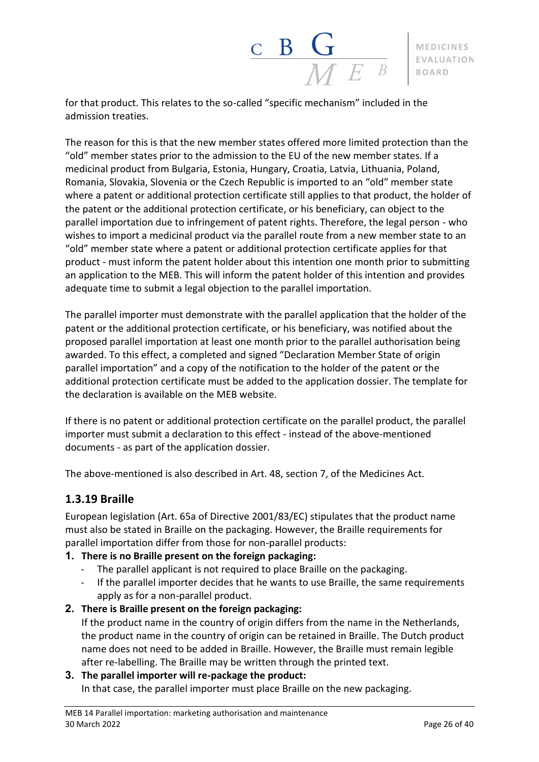for that product. This relates to the so-called "specific mechanism" included in the admission treaties.

The reason for this is that the new member states offered more limited protection than the "old" member states prior to the admission to the EU of the new member states. If a medicinal product from Bulgaria, Estonia, Hungary, Croatia, Latvia, Lithuania, Poland, Romania, Slovakia, Slovenia or the Czech Republic is imported to an "old" member state where a patent or additional protection certificate still applies to that product, the holder of the patent or the additional protection certificate, or his beneficiary, can object to the parallel importation due to infringement of patent rights. Therefore, the legal person - who wishes to import a medicinal product via the parallel route from a new member state to an "old" member state where a patent or additional protection certificate applies for that product - must inform the patent holder about this intention one month prior to submitting an application to the MEB. This will inform the patent holder of this intention and provides adequate time to submit a legal objection to the parallel importation.

The parallel importer must demonstrate with the parallel application that the holder of the patent or the additional protection certificate, or his beneficiary, was notified about the proposed parallel importation at least one month prior to the parallel authorisation being awarded. To this effect, a completed and signed "Declaration Member State of origin parallel importation" and a copy of the notification to the holder of the patent or the additional protection certificate must be added to the application dossier. The template for the declaration is available on the MEB website.

If there is no patent or additional protection certificate on the parallel product, the parallel importer must submit a declaration to this effect - instead of the above-mentioned documents - as part of the application dossier.

The above-mentioned is also described in Art. 48, section 7, of the Medicines Act.

### 1.3.19 Braille

European legislation (Art. 65a of Directive 2001/83/EC) stipulates that the product name must also be stated in Braille on the packaging. However, the Braille requirements for parallel importation differ from those for non-parallel products:

1. **There is no Braille present on the foreign packaging:**
   - The parallel applicant is not required to place Braille on the packaging.
   - If the parallel importer decides that he wants to use Braille, the same requirements apply as for a non-parallel product.
2. **There is Braille present on the foreign packaging:**
   If the product name in the country of origin differs from the name in the Netherlands, the product name in the country of origin can be retained in Braille. The Dutch product name does not need to be added in Braille. However, the Braille must remain legible after re-labelling. The Braille may be written through the printed text.
3. **The parallel importer will re-package the product:**
   In that case, the parallel importer must place Braille on the new packaging.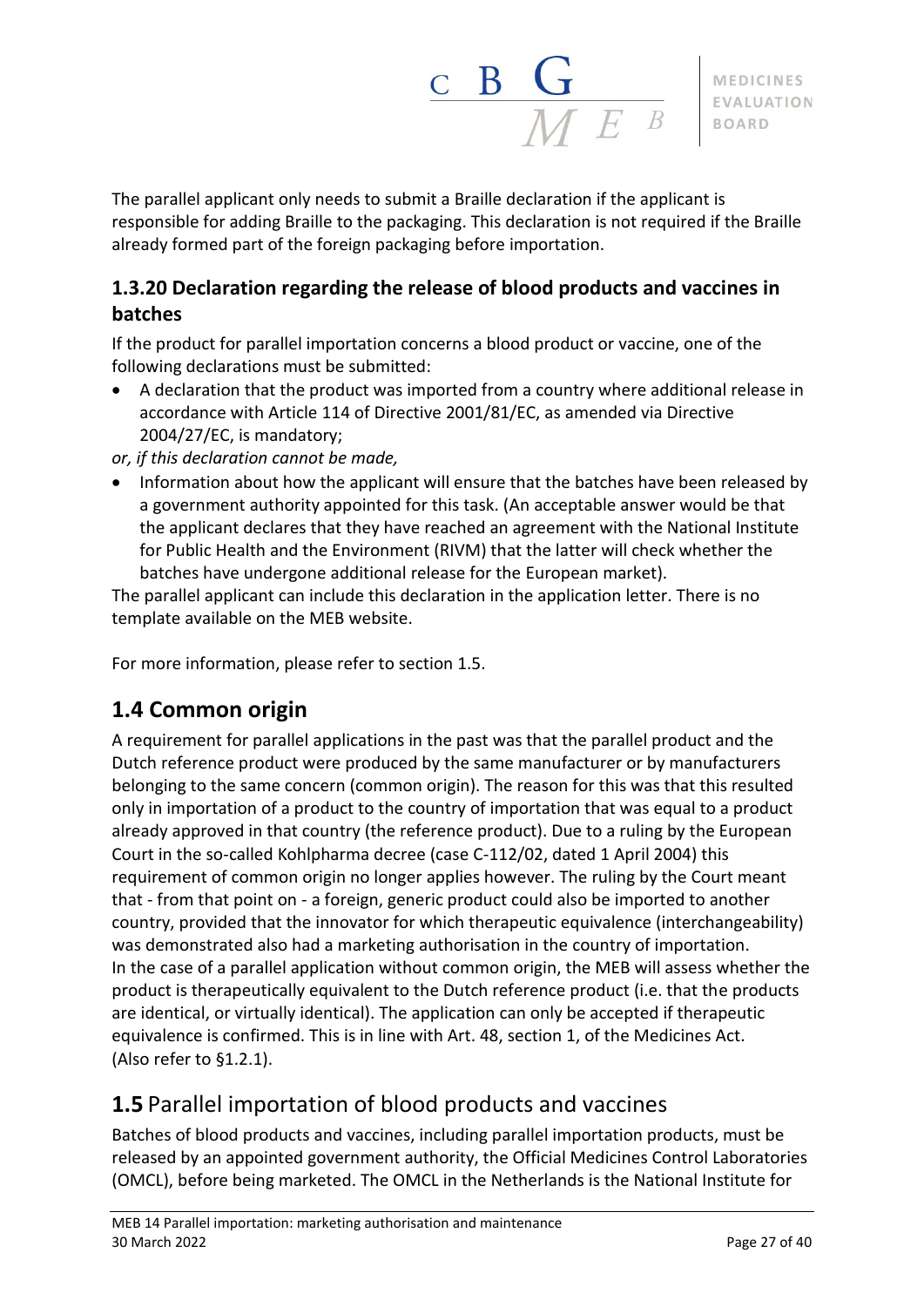The parallel applicant only needs to submit a Braille declaration if the applicant is responsible for adding Braille to the packaging. This declaration is not required if the Braille already formed part of the foreign packaging before importation.

### 1.3.20 Declaration regarding the release of blood products and vaccines in batches

If the product for parallel importation concerns a blood product or vaccine, one of the following declarations must be submitted:

- A declaration that the product was imported from a country where additional release in accordance with Article 114 of Directive 2001/81/EC, as amended via Directive 2004/27/EC, is mandatory;

*or, if this declaration cannot be made,*

- Information about how the applicant will ensure that the batches have been released by a government authority appointed for this task. (An acceptable answer would be that the applicant declares that they have reached an agreement with the National Institute for Public Health and the Environment (RIVM) that the latter will check whether the batches have undergone additional release for the European market).

The parallel applicant can include this declaration in the application letter. There is no template available on the MEB website.

For more information, please refer to section 1.5.

## 1.4 Common origin

A requirement for parallel applications in the past was that the parallel product and the Dutch reference product were produced by the same manufacturer or by manufacturers belonging to the same concern (common origin). The reason for this was that this resulted only in importation of a product to the country of importation that was equal to a product already approved in that country (the reference product). Due to a ruling by the European Court in the so-called Kohlpharma decree (case C-112/02, dated 1 April 2004) this requirement of common origin no longer applies however. The ruling by the Court meant that - from that point on - a foreign, generic product could also be imported to another country, provided that the innovator for which therapeutic equivalence (interchangeability) was demonstrated also had a marketing authorisation in the country of importation.
In the case of a parallel application without common origin, the MEB will assess whether the product is therapeutically equivalent to the Dutch reference product (i.e. that the products are identical, or virtually identical). The application can only be accepted if therapeutic equivalence is confirmed. This is in line with Art. 48, section 1, of the Medicines Act. (Also refer to §1.2.1).

## **1.5** Parallel importation of blood products and vaccines

Batches of blood products and vaccines, including parallel importation products, must be released by an appointed government authority, the Official Medicines Control Laboratories (OMCL), before being marketed. The OMCL in the Netherlands is the National Institute for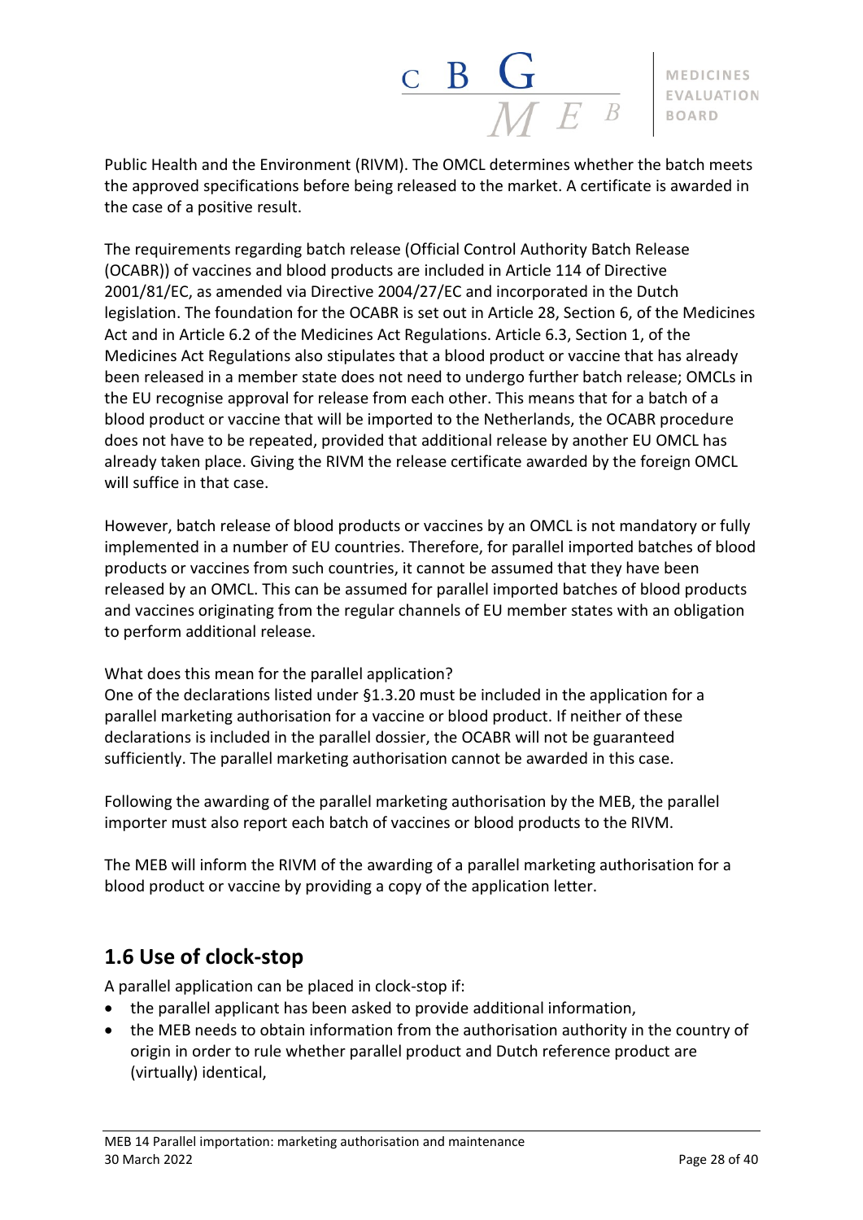Public Health and the Environment (RIVM). The OMCL determines whether the batch meets the approved specifications before being released to the market. A certificate is awarded in the case of a positive result.

The requirements regarding batch release (Official Control Authority Batch Release (OCABR)) of vaccines and blood products are included in Article 114 of Directive 2001/81/EC, as amended via Directive 2004/27/EC and incorporated in the Dutch legislation. The foundation for the OCABR is set out in Article 28, Section 6, of the Medicines Act and in Article 6.2 of the Medicines Act Regulations. Article 6.3, Section 1, of the Medicines Act Regulations also stipulates that a blood product or vaccine that has already been released in a member state does not need to undergo further batch release; OMCLs in the EU recognise approval for release from each other. This means that for a batch of a blood product or vaccine that will be imported to the Netherlands, the OCABR procedure does not have to be repeated, provided that additional release by another EU OMCL has already taken place. Giving the RIVM the release certificate awarded by the foreign OMCL will suffice in that case.

However, batch release of blood products or vaccines by an OMCL is not mandatory or fully implemented in a number of EU countries. Therefore, for parallel imported batches of blood products or vaccines from such countries, it cannot be assumed that they have been released by an OMCL. This can be assumed for parallel imported batches of blood products and vaccines originating from the regular channels of EU member states with an obligation to perform additional release.

What does this mean for the parallel application?
One of the declarations listed under §1.3.20 must be included in the application for a parallel marketing authorisation for a vaccine or blood product. If neither of these declarations is included in the parallel dossier, the OCABR will not be guaranteed sufficiently. The parallel marketing authorisation cannot be awarded in this case.

Following the awarding of the parallel marketing authorisation by the MEB, the parallel importer must also report each batch of vaccines or blood products to the RIVM.

The MEB will inform the RIVM of the awarding of a parallel marketing authorisation for a blood product or vaccine by providing a copy of the application letter.

## 1.6 Use of clock-stop

A parallel application can be placed in clock-stop if:

- the parallel applicant has been asked to provide additional information,
- the MEB needs to obtain information from the authorisation authority in the country of origin in order to rule whether parallel product and Dutch reference product are (virtually) identical,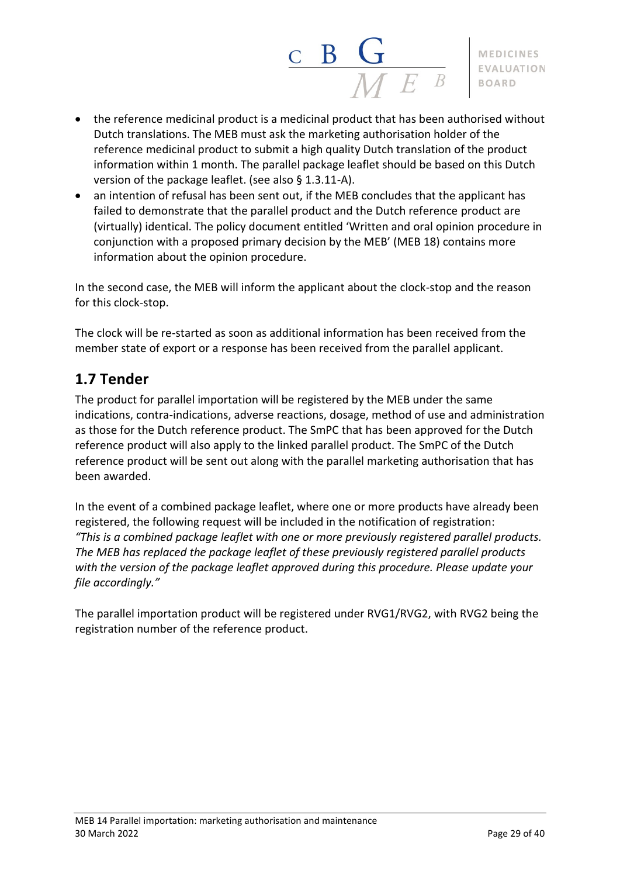- the reference medicinal product is a medicinal product that has been authorised without Dutch translations. The MEB must ask the marketing authorisation holder of the reference medicinal product to submit a high quality Dutch translation of the product information within 1 month. The parallel package leaflet should be based on this Dutch version of the package leaflet. (see also § 1.3.11-A).
- an intention of refusal has been sent out, if the MEB concludes that the applicant has failed to demonstrate that the parallel product and the Dutch reference product are (virtually) identical. The policy document entitled 'Written and oral opinion procedure in conjunction with a proposed primary decision by the MEB' (MEB 18) contains more information about the opinion procedure.

In the second case, the MEB will inform the applicant about the clock-stop and the reason for this clock-stop.

The clock will be re-started as soon as additional information has been received from the member state of export or a response has been received from the parallel applicant.

## 1.7 Tender

The product for parallel importation will be registered by the MEB under the same indications, contra-indications, adverse reactions, dosage, method of use and administration as those for the Dutch reference product. The SmPC that has been approved for the Dutch reference product will also apply to the linked parallel product. The SmPC of the Dutch reference product will be sent out along with the parallel marketing authorisation that has been awarded.

In the event of a combined package leaflet, where one or more products have already been registered, the following request will be included in the notification of registration: *"This is a combined package leaflet with one or more previously registered parallel products. The MEB has replaced the package leaflet of these previously registered parallel products with the version of the package leaflet approved during this procedure. Please update your file accordingly."*

The parallel importation product will be registered under RVG1/RVG2, with RVG2 being the registration number of the reference product.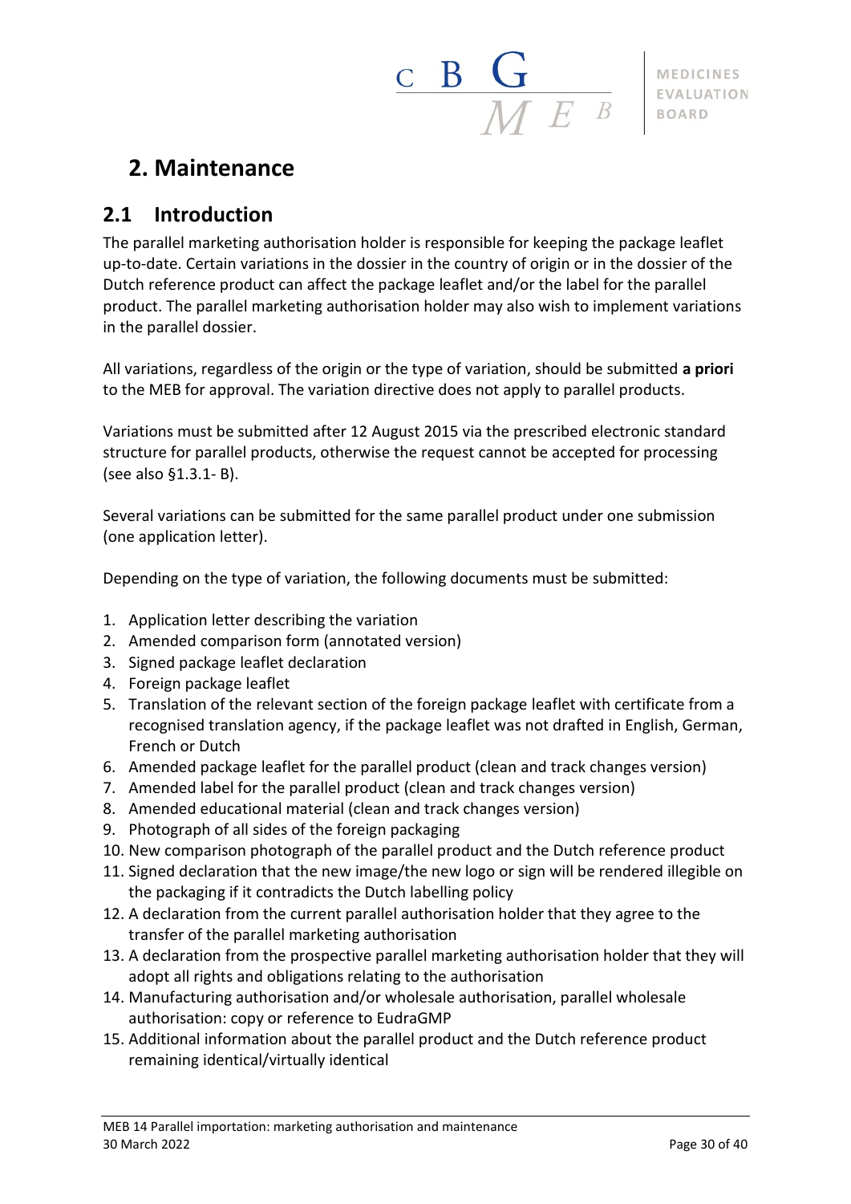# 2. Maintenance

## 2.1 Introduction

The parallel marketing authorisation holder is responsible for keeping the package leaflet up-to-date. Certain variations in the dossier in the country of origin or in the dossier of the Dutch reference product can affect the package leaflet and/or the label for the parallel product. The parallel marketing authorisation holder may also wish to implement variations in the parallel dossier.

All variations, regardless of the origin or the type of variation, should be submitted **a priori** to the MEB for approval. The variation directive does not apply to parallel products.

Variations must be submitted after 12 August 2015 via the prescribed electronic standard structure for parallel products, otherwise the request cannot be accepted for processing (see also §1.3.1- B).

Several variations can be submitted for the same parallel product under one submission (one application letter).

Depending on the type of variation, the following documents must be submitted:

1. Application letter describing the variation
2. Amended comparison form (annotated version)
3. Signed package leaflet declaration
4. Foreign package leaflet
5. Translation of the relevant section of the foreign package leaflet with certificate from a recognised translation agency, if the package leaflet was not drafted in English, German, French or Dutch
6. Amended package leaflet for the parallel product (clean and track changes version)
7. Amended label for the parallel product (clean and track changes version)
8. Amended educational material (clean and track changes version)
9. Photograph of all sides of the foreign packaging
10. New comparison photograph of the parallel product and the Dutch reference product
11. Signed declaration that the new image/the new logo or sign will be rendered illegible on the packaging if it contradicts the Dutch labelling policy
12. A declaration from the current parallel authorisation holder that they agree to the transfer of the parallel marketing authorisation
13. A declaration from the prospective parallel marketing authorisation holder that they will adopt all rights and obligations relating to the authorisation
14. Manufacturing authorisation and/or wholesale authorisation, parallel wholesale authorisation: copy or reference to EudraGMP
15. Additional information about the parallel product and the Dutch reference product remaining identical/virtually identical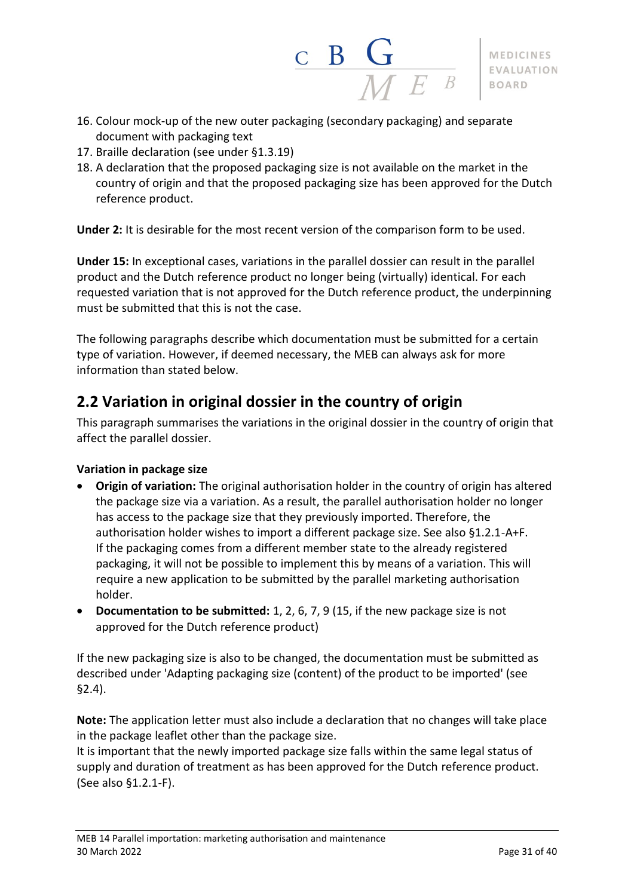16. Colour mock-up of the new outer packaging (secondary packaging) and separate document with packaging text
17. Braille declaration (see under §1.3.19)
18. A declaration that the proposed packaging size is not available on the market in the country of origin and that the proposed packaging size has been approved for the Dutch reference product.

**Under 2:** It is desirable for the most recent version of the comparison form to be used.

**Under 15:** In exceptional cases, variations in the parallel dossier can result in the parallel product and the Dutch reference product no longer being (virtually) identical. For each requested variation that is not approved for the Dutch reference product, the underpinning must be submitted that this is not the case.

The following paragraphs describe which documentation must be submitted for a certain type of variation. However, if deemed necessary, the MEB can always ask for more information than stated below.

## 2.2 Variation in original dossier in the country of origin

This paragraph summarises the variations in the original dossier in the country of origin that affect the parallel dossier.

**Variation in package size**

- **Origin of variation:** The original authorisation holder in the country of origin has altered the package size via a variation. As a result, the parallel authorisation holder no longer has access to the package size that they previously imported. Therefore, the authorisation holder wishes to import a different package size. See also §1.2.1-A+F. If the packaging comes from a different member state to the already registered packaging, it will not be possible to implement this by means of a variation. This will require a new application to be submitted by the parallel marketing authorisation holder.
- **Documentation to be submitted:** 1, 2, 6, 7, 9 (15, if the new package size is not approved for the Dutch reference product)

If the new packaging size is also to be changed, the documentation must be submitted as described under 'Adapting packaging size (content) of the product to be imported' (see §2.4).

**Note:** The application letter must also include a declaration that no changes will take place in the package leaflet other than the package size.
It is important that the newly imported package size falls within the same legal status of supply and duration of treatment as has been approved for the Dutch reference product. (See also §1.2.1-F).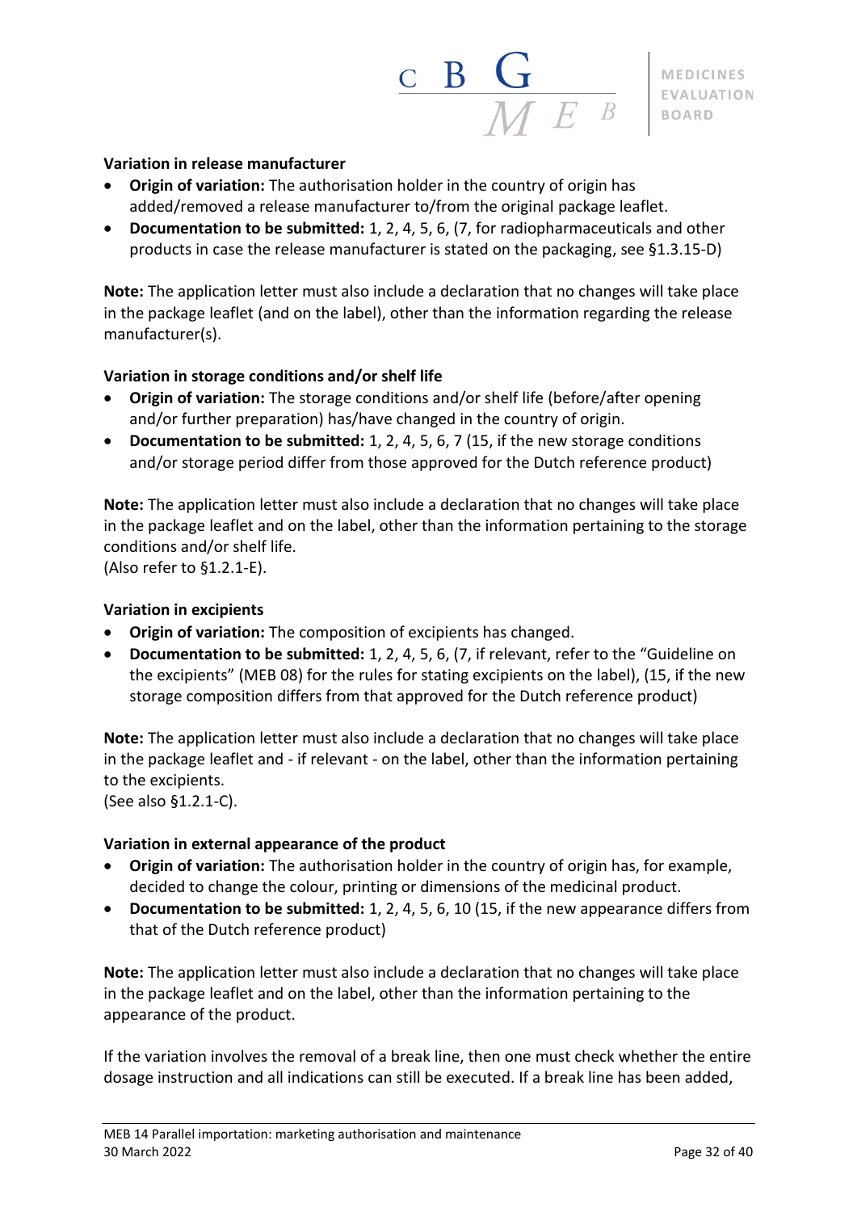**Variation in release manufacturer**

- **Origin of variation:** The authorisation holder in the country of origin has added/removed a release manufacturer to/from the original package leaflet.
- **Documentation to be submitted:** 1, 2, 4, 5, 6, (7, for radiopharmaceuticals and other products in case the release manufacturer is stated on the packaging, see §1.3.15-D)

**Note:** The application letter must also include a declaration that no changes will take place in the package leaflet (and on the label), other than the information regarding the release manufacturer(s).

**Variation in storage conditions and/or shelf life**

- **Origin of variation:** The storage conditions and/or shelf life (before/after opening and/or further preparation) has/have changed in the country of origin.
- **Documentation to be submitted:** 1, 2, 4, 5, 6, 7 (15, if the new storage conditions and/or storage period differ from those approved for the Dutch reference product)

**Note:** The application letter must also include a declaration that no changes will take place in the package leaflet and on the label, other than the information pertaining to the storage conditions and/or shelf life.
(Also refer to §1.2.1-E).

**Variation in excipients**

- **Origin of variation:** The composition of excipients has changed.
- **Documentation to be submitted:** 1, 2, 4, 5, 6, (7, if relevant, refer to the "Guideline on the excipients" (MEB 08) for the rules for stating excipients on the label), (15, if the new storage composition differs from that approved for the Dutch reference product)

**Note:** The application letter must also include a declaration that no changes will take place in the package leaflet and - if relevant - on the label, other than the information pertaining to the excipients.
(See also §1.2.1-C).

**Variation in external appearance of the product**

- **Origin of variation:** The authorisation holder in the country of origin has, for example, decided to change the colour, printing or dimensions of the medicinal product.
- **Documentation to be submitted:** 1, 2, 4, 5, 6, 10 (15, if the new appearance differs from that of the Dutch reference product)

**Note:** The application letter must also include a declaration that no changes will take place in the package leaflet and on the label, other than the information pertaining to the appearance of the product.

If the variation involves the removal of a break line, then one must check whether the entire dosage instruction and all indications can still be executed. If a break line has been added,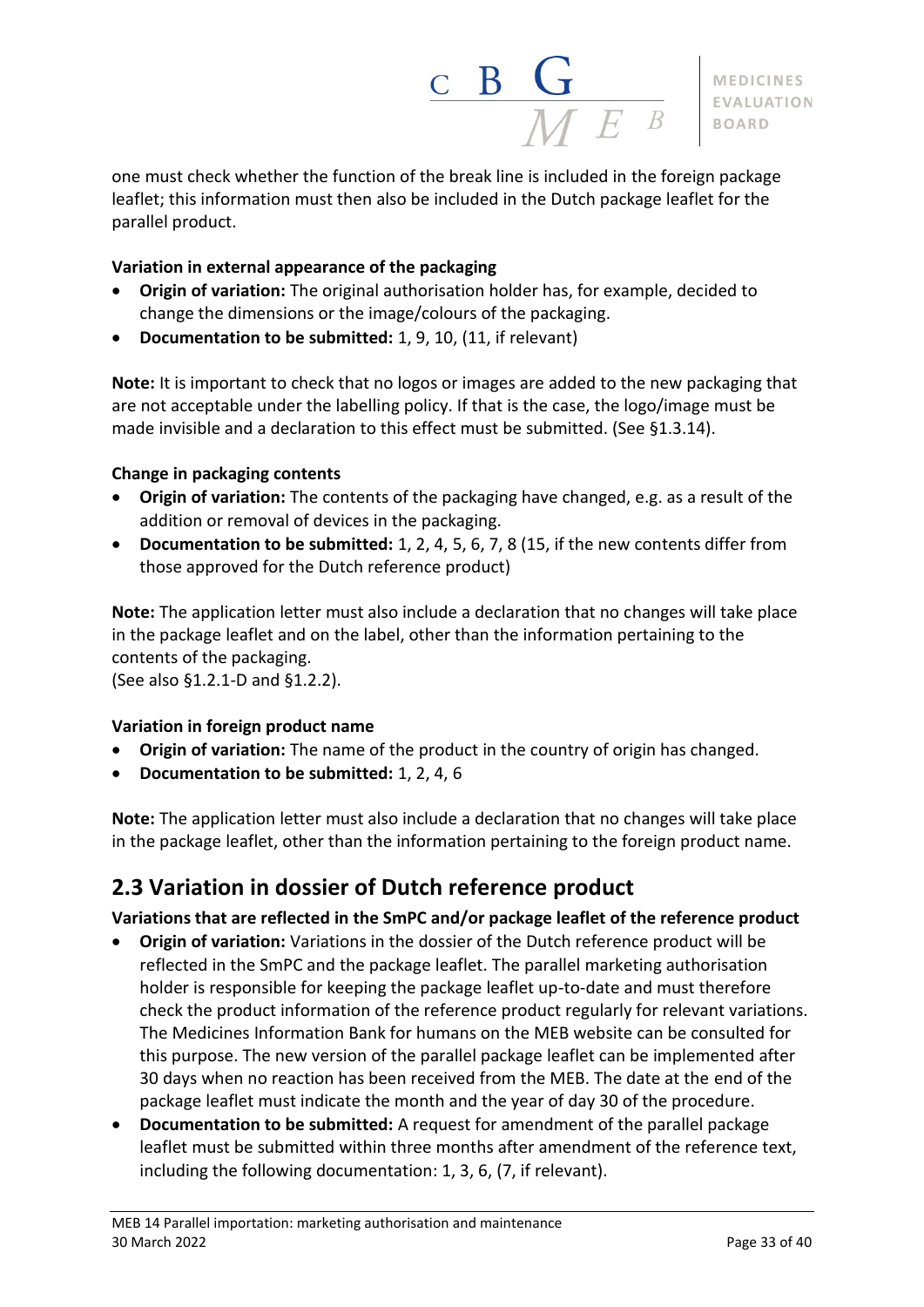one must check whether the function of the break line is included in the foreign package leaflet; this information must then also be included in the Dutch package leaflet for the parallel product.

**Variation in external appearance of the packaging**

- **Origin of variation:** The original authorisation holder has, for example, decided to change the dimensions or the image/colours of the packaging.
- **Documentation to be submitted:** 1, 9, 10, (11, if relevant)

**Note:** It is important to check that no logos or images are added to the new packaging that are not acceptable under the labelling policy. If that is the case, the logo/image must be made invisible and a declaration to this effect must be submitted. (See §1.3.14).

**Change in packaging contents**

- **Origin of variation:** The contents of the packaging have changed, e.g. as a result of the addition or removal of devices in the packaging.
- **Documentation to be submitted:** 1, 2, 4, 5, 6, 7, 8 (15, if the new contents differ from those approved for the Dutch reference product)

**Note:** The application letter must also include a declaration that no changes will take place in the package leaflet and on the label, other than the information pertaining to the contents of the packaging.
(See also §1.2.1-D and §1.2.2).

**Variation in foreign product name**

- **Origin of variation:** The name of the product in the country of origin has changed.
- **Documentation to be submitted:** 1, 2, 4, 6

**Note:** The application letter must also include a declaration that no changes will take place in the package leaflet, other than the information pertaining to the foreign product name.

## 2.3 Variation in dossier of Dutch reference product

**Variations that are reflected in the SmPC and/or package leaflet of the reference product**

- **Origin of variation:** Variations in the dossier of the Dutch reference product will be reflected in the SmPC and the package leaflet. The parallel marketing authorisation holder is responsible for keeping the package leaflet up-to-date and must therefore check the product information of the reference product regularly for relevant variations. The Medicines Information Bank for humans on the MEB website can be consulted for this purpose. The new version of the parallel package leaflet can be implemented after 30 days when no reaction has been received from the MEB. The date at the end of the package leaflet must indicate the month and the year of day 30 of the procedure.
- **Documentation to be submitted:** A request for amendment of the parallel package leaflet must be submitted within three months after amendment of the reference text, including the following documentation: 1, 3, 6, (7, if relevant).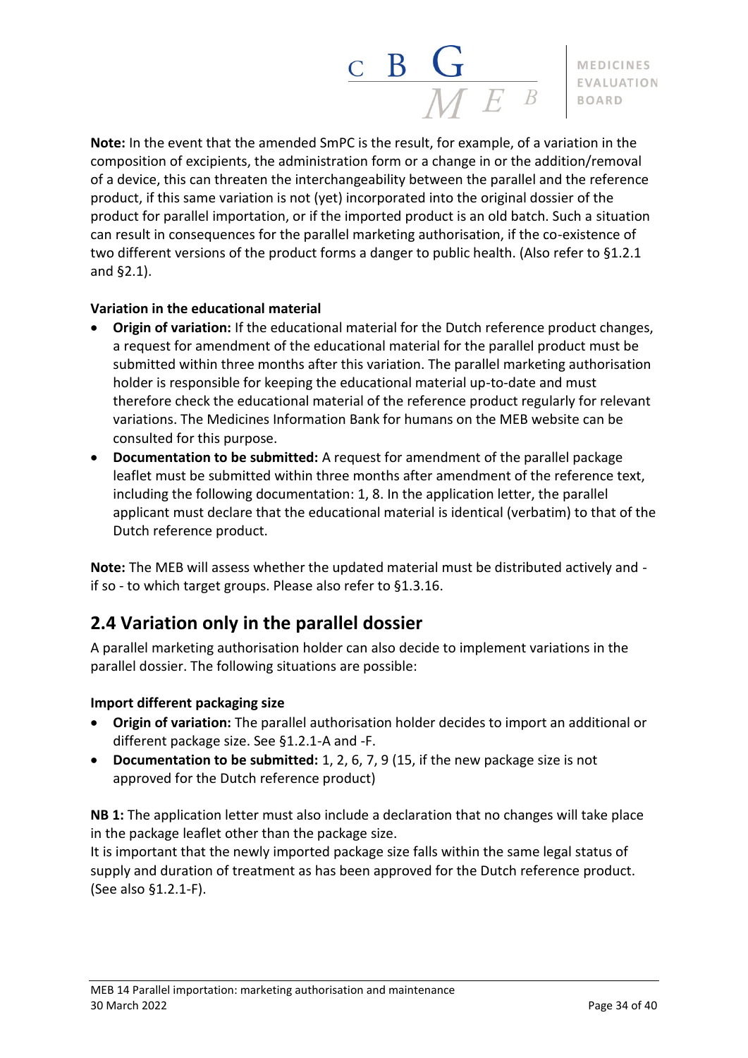**Note:** In the event that the amended SmPC is the result, for example, of a variation in the composition of excipients, the administration form or a change in or the addition/removal of a device, this can threaten the interchangeability between the parallel and the reference product, if this same variation is not (yet) incorporated into the original dossier of the product for parallel importation, or if the imported product is an old batch. Such a situation can result in consequences for the parallel marketing authorisation, if the co-existence of two different versions of the product forms a danger to public health. (Also refer to §1.2.1 and §2.1).

**Variation in the educational material**

- **Origin of variation:** If the educational material for the Dutch reference product changes, a request for amendment of the educational material for the parallel product must be submitted within three months after this variation. The parallel marketing authorisation holder is responsible for keeping the educational material up-to-date and must therefore check the educational material of the reference product regularly for relevant variations. The Medicines Information Bank for humans on the MEB website can be consulted for this purpose.
- **Documentation to be submitted:** A request for amendment of the parallel package leaflet must be submitted within three months after amendment of the reference text, including the following documentation: 1, 8. In the application letter, the parallel applicant must declare that the educational material is identical (verbatim) to that of the Dutch reference product.

**Note:** The MEB will assess whether the updated material must be distributed actively and - if so - to which target groups. Please also refer to §1.3.16.

## 2.4 Variation only in the parallel dossier

A parallel marketing authorisation holder can also decide to implement variations in the parallel dossier. The following situations are possible:

**Import different packaging size**

- **Origin of variation:** The parallel authorisation holder decides to import an additional or different package size. See §1.2.1-A and -F.
- **Documentation to be submitted:** 1, 2, 6, 7, 9 (15, if the new package size is not approved for the Dutch reference product)

**NB 1:** The application letter must also include a declaration that no changes will take place in the package leaflet other than the package size.
It is important that the newly imported package size falls within the same legal status of supply and duration of treatment as has been approved for the Dutch reference product. (See also §1.2.1-F).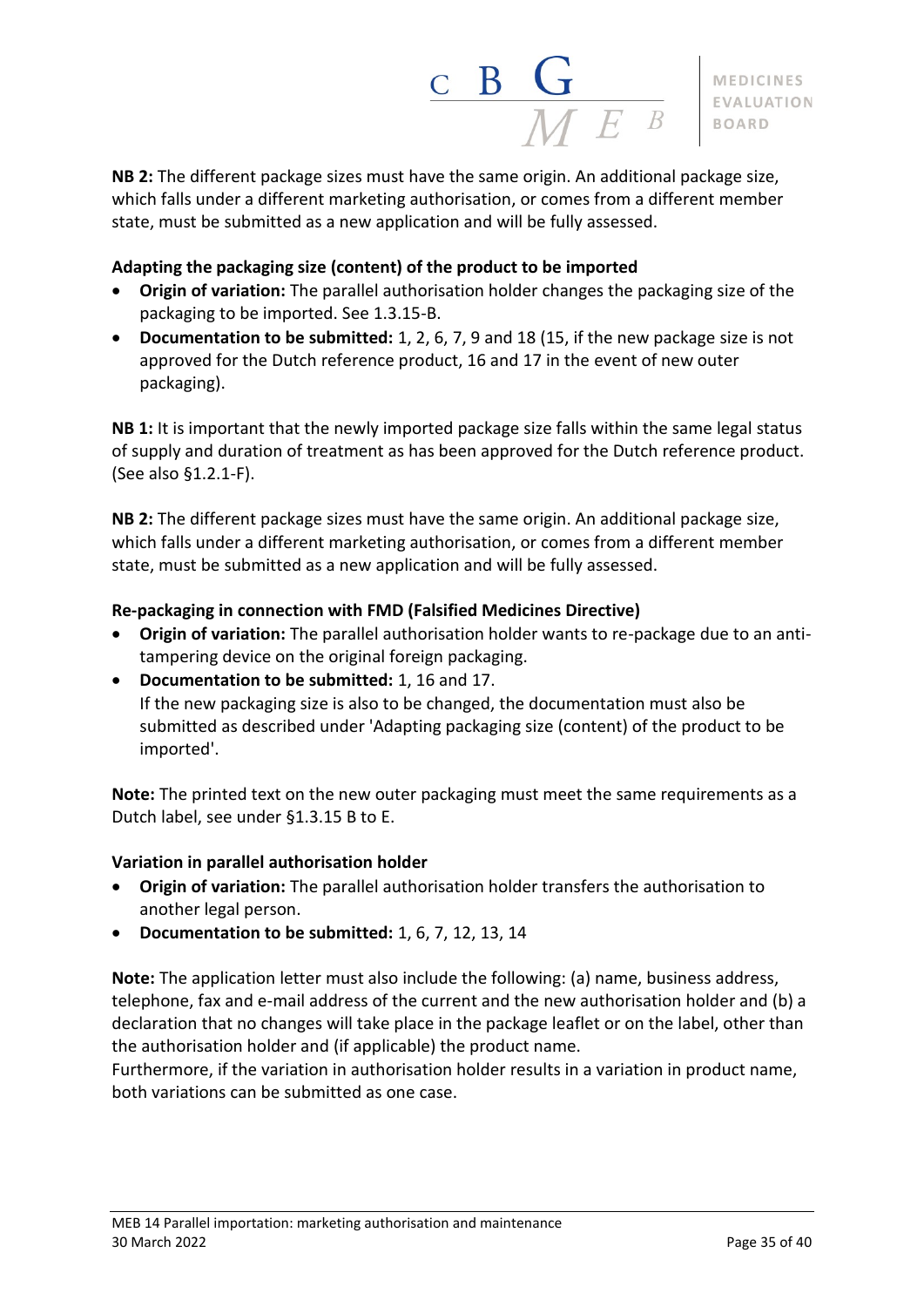**NB 2:** The different package sizes must have the same origin. An additional package size, which falls under a different marketing authorisation, or comes from a different member state, must be submitted as a new application and will be fully assessed.

**Adapting the packaging size (content) of the product to be imported**

- **Origin of variation:** The parallel authorisation holder changes the packaging size of the packaging to be imported. See 1.3.15-B.
- **Documentation to be submitted:** 1, 2, 6, 7, 9 and 18 (15, if the new package size is not approved for the Dutch reference product, 16 and 17 in the event of new outer packaging).

**NB 1:** It is important that the newly imported package size falls within the same legal status of supply and duration of treatment as has been approved for the Dutch reference product. (See also §1.2.1-F).

**NB 2:** The different package sizes must have the same origin. An additional package size, which falls under a different marketing authorisation, or comes from a different member state, must be submitted as a new application and will be fully assessed.

**Re-packaging in connection with FMD (Falsified Medicines Directive)**

- **Origin of variation:** The parallel authorisation holder wants to re-package due to an anti-tampering device on the original foreign packaging.
- **Documentation to be submitted:** 1, 16 and 17.
  If the new packaging size is also to be changed, the documentation must also be submitted as described under 'Adapting packaging size (content) of the product to be imported'.

**Note:** The printed text on the new outer packaging must meet the same requirements as a Dutch label, see under §1.3.15 B to E.

**Variation in parallel authorisation holder**

- **Origin of variation:** The parallel authorisation holder transfers the authorisation to another legal person.
- **Documentation to be submitted:** 1, 6, 7, 12, 13, 14

**Note:** The application letter must also include the following: (a) name, business address, telephone, fax and e-mail address of the current and the new authorisation holder and (b) a declaration that no changes will take place in the package leaflet or on the label, other than the authorisation holder and (if applicable) the product name.
Furthermore, if the variation in authorisation holder results in a variation in product name, both variations can be submitted as one case.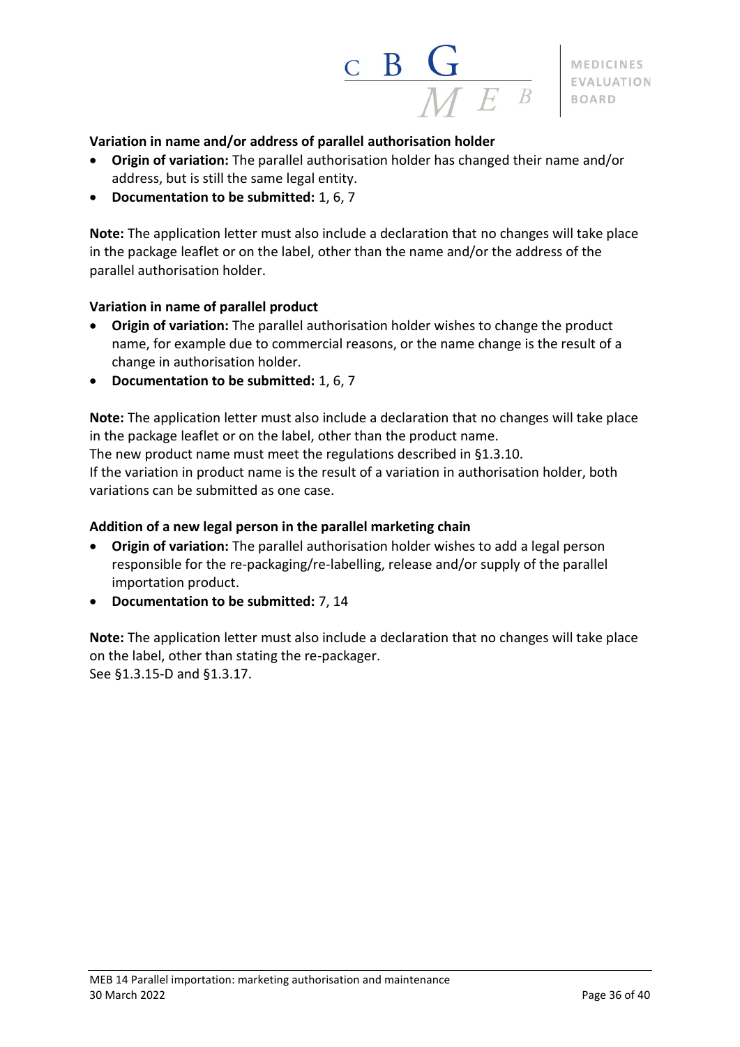**Variation in name and/or address of parallel authorisation holder**

- **Origin of variation:** The parallel authorisation holder has changed their name and/or address, but is still the same legal entity.
- **Documentation to be submitted:** 1, 6, 7

**Note:** The application letter must also include a declaration that no changes will take place in the package leaflet or on the label, other than the name and/or the address of the parallel authorisation holder.

**Variation in name of parallel product**

- **Origin of variation:** The parallel authorisation holder wishes to change the product name, for example due to commercial reasons, or the name change is the result of a change in authorisation holder.
- **Documentation to be submitted:** 1, 6, 7

**Note:** The application letter must also include a declaration that no changes will take place in the package leaflet or on the label, other than the product name.
The new product name must meet the regulations described in §1.3.10.
If the variation in product name is the result of a variation in authorisation holder, both variations can be submitted as one case.

**Addition of a new legal person in the parallel marketing chain**

- **Origin of variation:** The parallel authorisation holder wishes to add a legal person responsible for the re-packaging/re-labelling, release and/or supply of the parallel importation product.
- **Documentation to be submitted:** 7, 14

**Note:** The application letter must also include a declaration that no changes will take place on the label, other than stating the re-packager.
See §1.3.15-D and §1.3.17.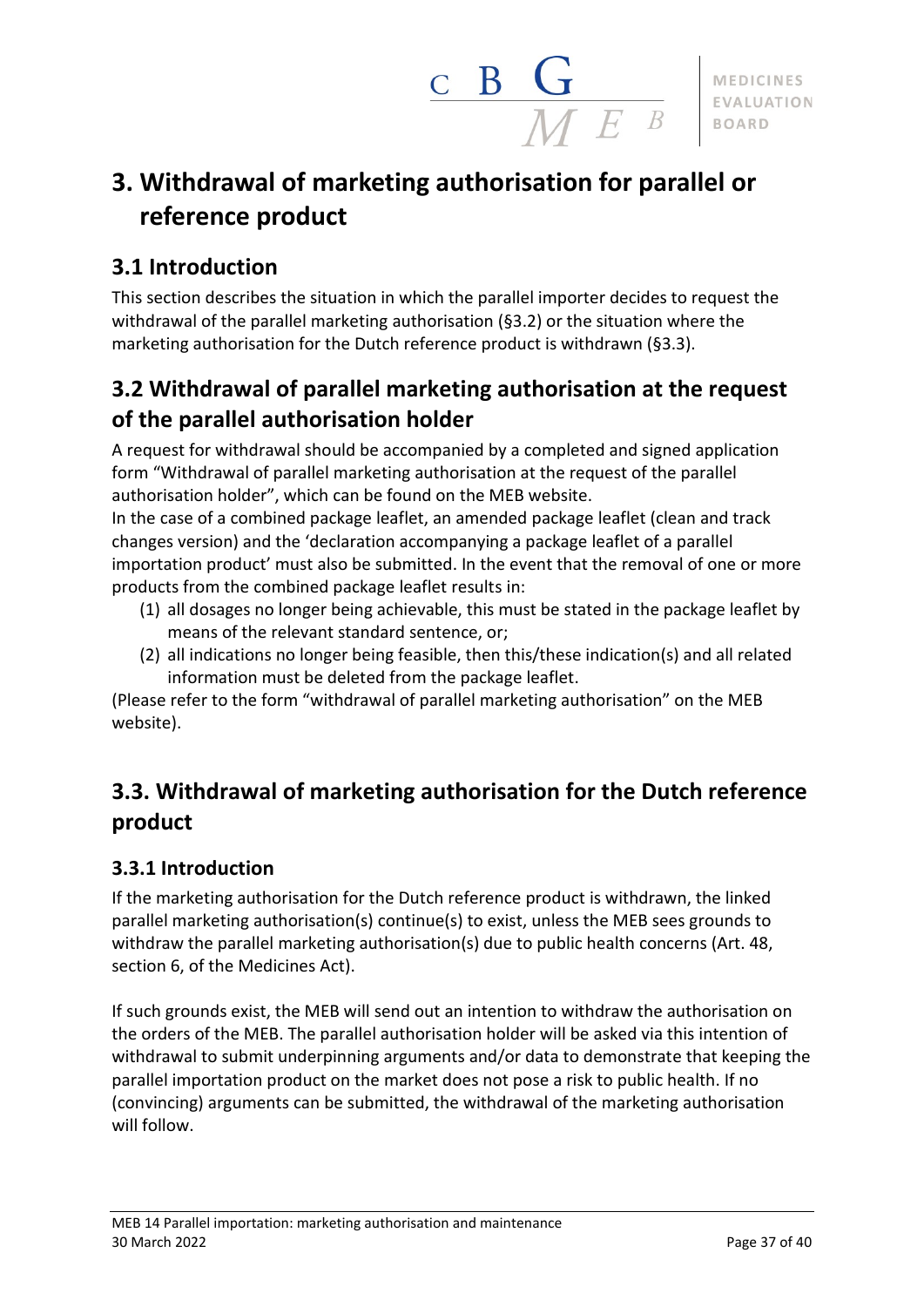# 3. Withdrawal of marketing authorisation for parallel or reference product

## 3.1 Introduction

This section describes the situation in which the parallel importer decides to request the withdrawal of the parallel marketing authorisation (§3.2) or the situation where the marketing authorisation for the Dutch reference product is withdrawn (§3.3).

## 3.2 Withdrawal of parallel marketing authorisation at the request of the parallel authorisation holder

A request for withdrawal should be accompanied by a completed and signed application form "Withdrawal of parallel marketing authorisation at the request of the parallel authorisation holder", which can be found on the MEB website.

In the case of a combined package leaflet, an amended package leaflet (clean and track changes version) and the 'declaration accompanying a package leaflet of a parallel importation product' must also be submitted. In the event that the removal of one or more products from the combined package leaflet results in:

(1) all dosages no longer being achievable, this must be stated in the package leaflet by means of the relevant standard sentence, or;
(2) all indications no longer being feasible, then this/these indication(s) and all related information must be deleted from the package leaflet.

(Please refer to the form "withdrawal of parallel marketing authorisation" on the MEB website).

## 3.3. Withdrawal of marketing authorisation for the Dutch reference product

### 3.3.1 Introduction

If the marketing authorisation for the Dutch reference product is withdrawn, the linked parallel marketing authorisation(s) continue(s) to exist, unless the MEB sees grounds to withdraw the parallel marketing authorisation(s) due to public health concerns (Art. 48, section 6, of the Medicines Act).

If such grounds exist, the MEB will send out an intention to withdraw the authorisation on the orders of the MEB. The parallel authorisation holder will be asked via this intention of withdrawal to submit underpinning arguments and/or data to demonstrate that keeping the parallel importation product on the market does not pose a risk to public health. If no (convincing) arguments can be submitted, the withdrawal of the marketing authorisation will follow.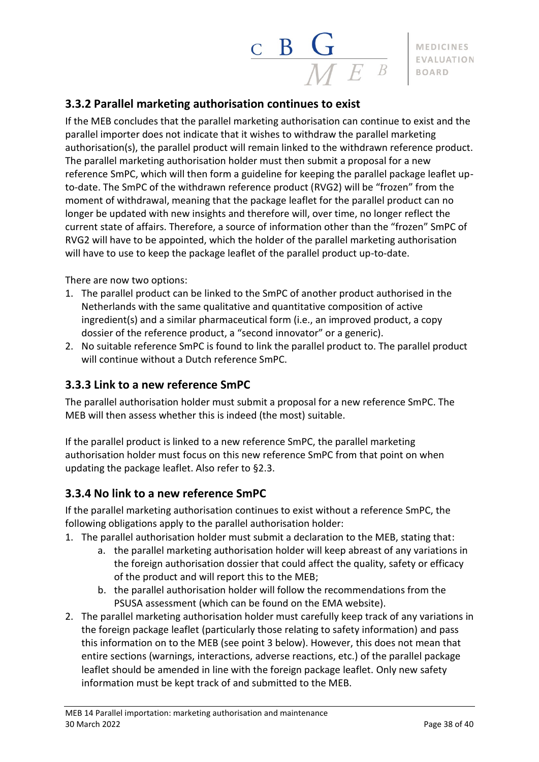### 3.3.2 Parallel marketing authorisation continues to exist

If the MEB concludes that the parallel marketing authorisation can continue to exist and the parallel importer does not indicate that it wishes to withdraw the parallel marketing authorisation(s), the parallel product will remain linked to the withdrawn reference product. The parallel marketing authorisation holder must then submit a proposal for a new reference SmPC, which will then form a guideline for keeping the parallel package leaflet up-to-date. The SmPC of the withdrawn reference product (RVG2) will be "frozen" from the moment of withdrawal, meaning that the package leaflet for the parallel product can no longer be updated with new insights and therefore will, over time, no longer reflect the current state of affairs. Therefore, a source of information other than the "frozen" SmPC of RVG2 will have to be appointed, which the holder of the parallel marketing authorisation will have to use to keep the package leaflet of the parallel product up-to-date.

There are now two options:

1. The parallel product can be linked to the SmPC of another product authorised in the Netherlands with the same qualitative and quantitative composition of active ingredient(s) and a similar pharmaceutical form (i.e., an improved product, a copy dossier of the reference product, a "second innovator" or a generic).
2. No suitable reference SmPC is found to link the parallel product to. The parallel product will continue without a Dutch reference SmPC.

### 3.3.3 Link to a new reference SmPC

The parallel authorisation holder must submit a proposal for a new reference SmPC. The MEB will then assess whether this is indeed (the most) suitable.

If the parallel product is linked to a new reference SmPC, the parallel marketing authorisation holder must focus on this new reference SmPC from that point on when updating the package leaflet. Also refer to §2.3.

### 3.3.4 No link to a new reference SmPC

If the parallel marketing authorisation continues to exist without a reference SmPC, the following obligations apply to the parallel authorisation holder:

1. The parallel authorisation holder must submit a declaration to the MEB, stating that:
    a. the parallel marketing authorisation holder will keep abreast of any variations in the foreign authorisation dossier that could affect the quality, safety or efficacy of the product and will report this to the MEB;
    b. the parallel authorisation holder will follow the recommendations from the PSUSA assessment (which can be found on the EMA website).
2. The parallel marketing authorisation holder must carefully keep track of any variations in the foreign package leaflet (particularly those relating to safety information) and pass this information on to the MEB (see point 3 below). However, this does not mean that entire sections (warnings, interactions, adverse reactions, etc.) of the parallel package leaflet should be amended in line with the foreign package leaflet. Only new safety information must be kept track of and submitted to the MEB.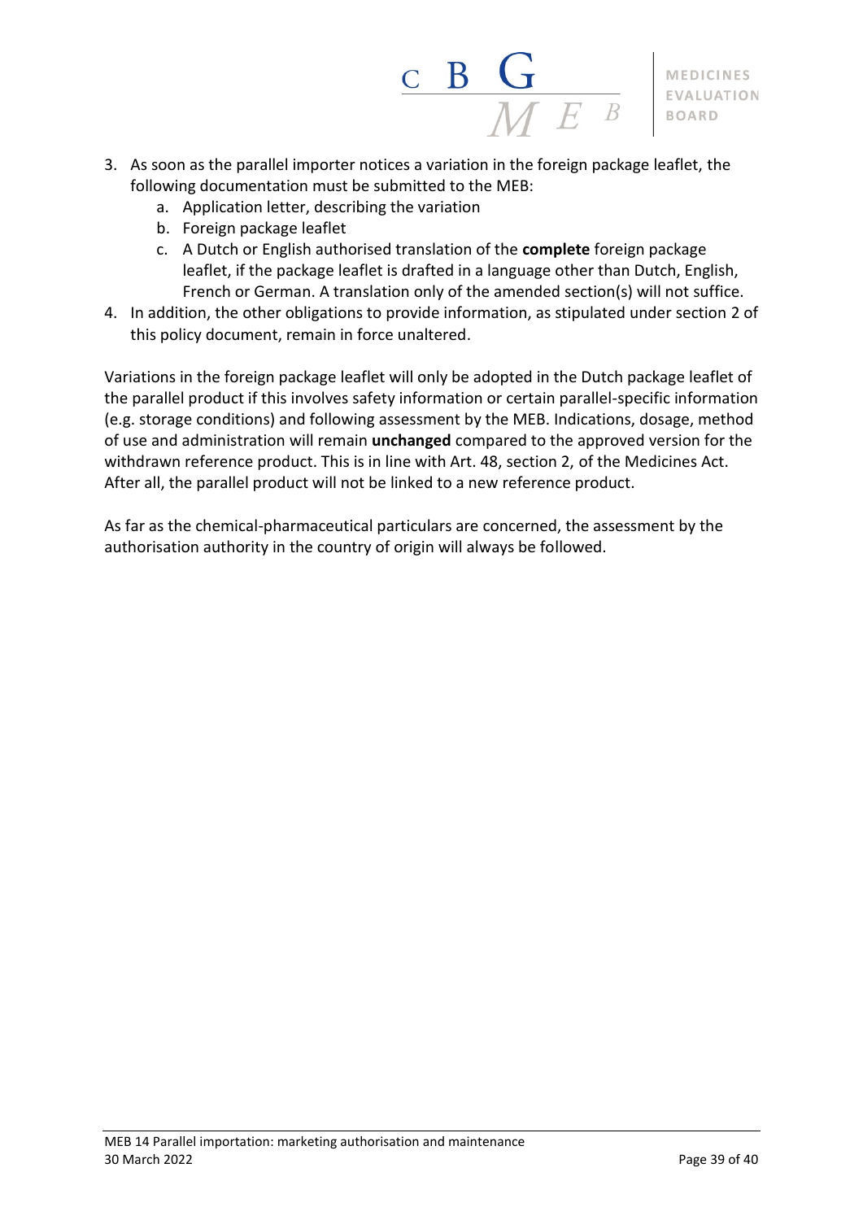3. As soon as the parallel importer notices a variation in the foreign package leaflet, the following documentation must be submitted to the MEB:
   a. Application letter, describing the variation
   b. Foreign package leaflet
   c. A Dutch or English authorised translation of the **complete** foreign package leaflet, if the package leaflet is drafted in a language other than Dutch, English, French or German. A translation only of the amended section(s) will not suffice.
4. In addition, the other obligations to provide information, as stipulated under section 2 of this policy document, remain in force unaltered.

Variations in the foreign package leaflet will only be adopted in the Dutch package leaflet of the parallel product if this involves safety information or certain parallel-specific information (e.g. storage conditions) and following assessment by the MEB. Indications, dosage, method of use and administration will remain **unchanged** compared to the approved version for the withdrawn reference product. This is in line with Art. 48, section 2, of the Medicines Act. After all, the parallel product will not be linked to a new reference product.

As far as the chemical-pharmaceutical particulars are concerned, the assessment by the authorisation authority in the country of origin will always be followed.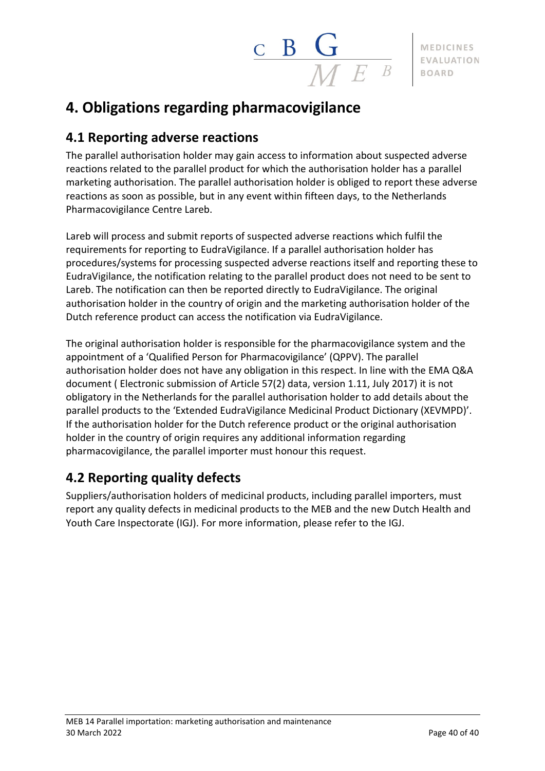# 4. Obligations regarding pharmacovigilance

## 4.1 Reporting adverse reactions

The parallel authorisation holder may gain access to information about suspected adverse reactions related to the parallel product for which the authorisation holder has a parallel marketing authorisation. The parallel authorisation holder is obliged to report these adverse reactions as soon as possible, but in any event within fifteen days, to the Netherlands Pharmacovigilance Centre Lareb.

Lareb will process and submit reports of suspected adverse reactions which fulfil the requirements for reporting to EudraVigilance. If a parallel authorisation holder has procedures/systems for processing suspected adverse reactions itself and reporting these to EudraVigilance, the notification relating to the parallel product does not need to be sent to Lareb. The notification can then be reported directly to EudraVigilance. The original authorisation holder in the country of origin and the marketing authorisation holder of the Dutch reference product can access the notification via EudraVigilance.

The original authorisation holder is responsible for the pharmacovigilance system and the appointment of a 'Qualified Person for Pharmacovigilance' (QPPV). The parallel authorisation holder does not have any obligation in this respect. In line with the EMA Q&A document ( Electronic submission of Article 57(2) data, version 1.11, July 2017) it is not obligatory in the Netherlands for the parallel authorisation holder to add details about the parallel products to the 'Extended EudraVigilance Medicinal Product Dictionary (XEVMPD)'. If the authorisation holder for the Dutch reference product or the original authorisation holder in the country of origin requires any additional information regarding pharmacovigilance, the parallel importer must honour this request.

## 4.2 Reporting quality defects

Suppliers/authorisation holders of medicinal products, including parallel importers, must report any quality defects in medicinal products to the MEB and the new Dutch Health and Youth Care Inspectorate (IGJ). For more information, please refer to the IGJ.